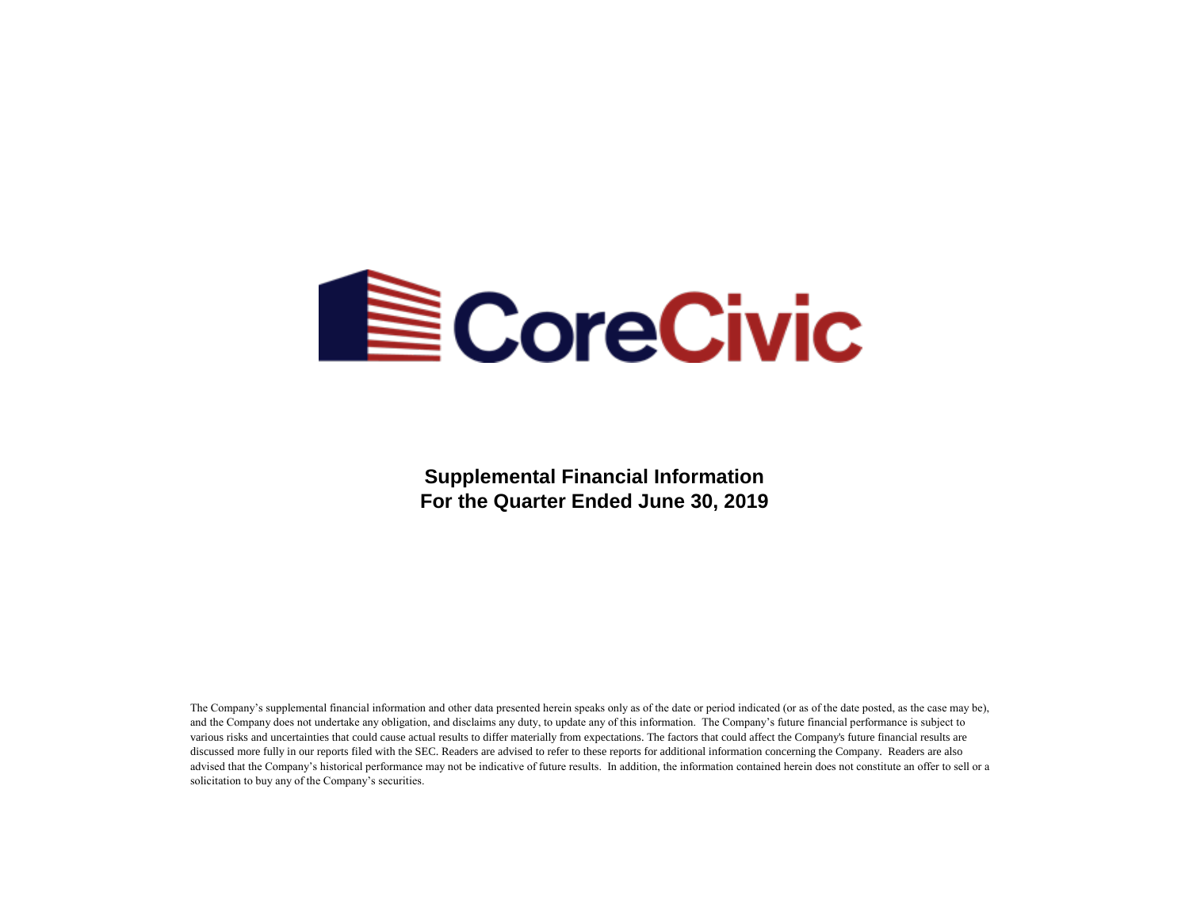# CoreCivic

**Supplemental Financial Information**
**For the Quarter Ended June 30, 2019**

The Company's supplemental financial information and other data presented herein speaks only as of the date or period indicated (or as of the date posted, as the case may be), and the Company does not undertake any obligation, and disclaims any duty, to update any of this information. The Company's future financial performance is subject to various risks and uncertainties that could cause actual results to differ materially from expectations. The factors that could affect the Company's future financial results are discussed more fully in our reports filed with the SEC. Readers are advised to refer to these reports for additional information concerning the Company. Readers are also advised that the Company's historical performance may not be indicative of future results. In addition, the information contained herein does not constitute an offer to sell or a solicitation to buy any of the Company's securities.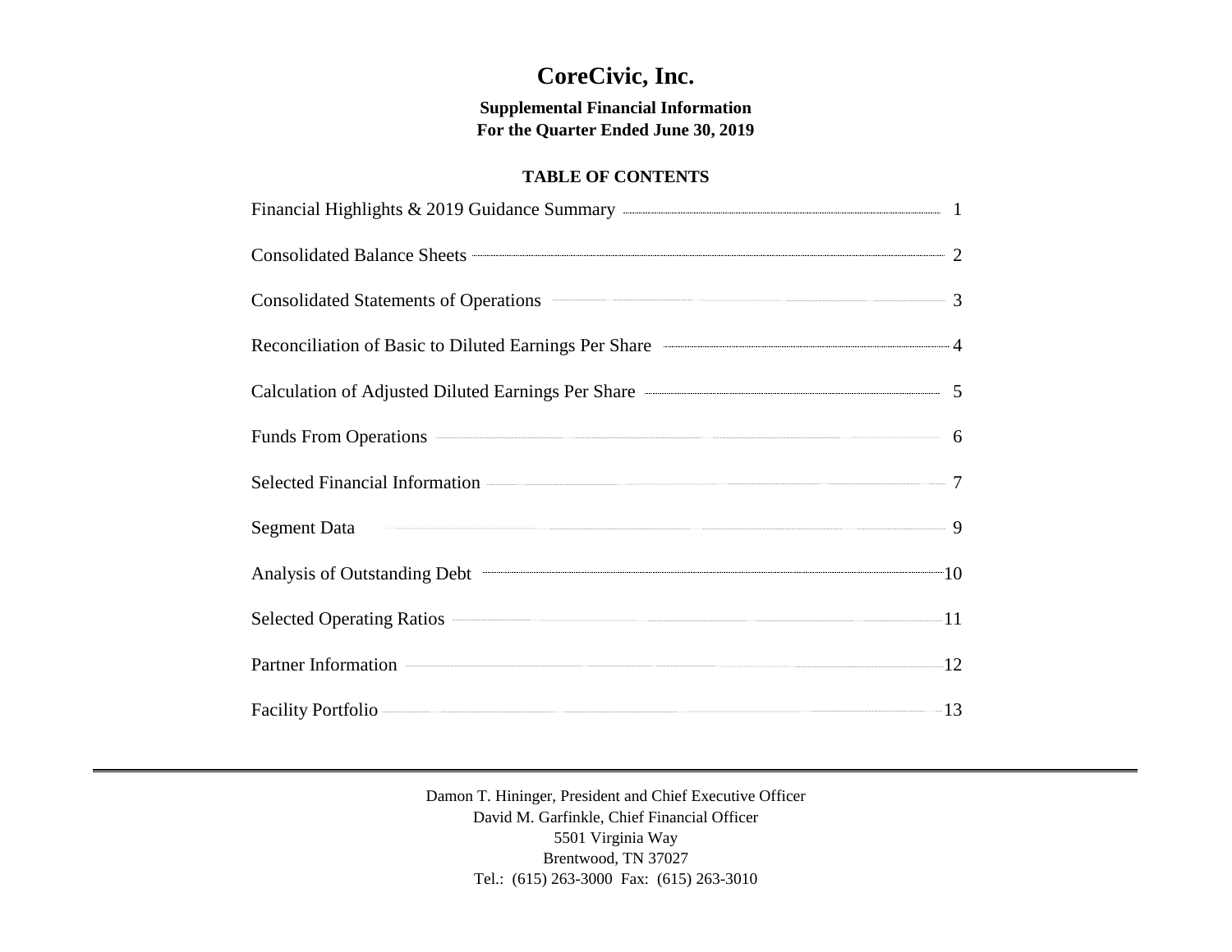# CoreCivic, Inc.

**Supplemental Financial Information**
**For the Quarter Ended June 30, 2019**

## TABLE OF CONTENTS

| | |
|---|---|
| Financial Highlights & 2019 Guidance Summary | 1 |
| Consolidated Balance Sheets | 2 |
| Consolidated Statements of Operations | 3 |
| Reconciliation of Basic to Diluted Earnings Per Share | 4 |
| Calculation of Adjusted Diluted Earnings Per Share | 5 |
| Funds From Operations | 6 |
| Selected Financial Information | 7 |
| Segment Data | 9 |
| Analysis of Outstanding Debt | 10 |
| Selected Operating Ratios | 11 |
| Partner Information | 12 |
| Facility Portfolio | 13 |

---

Damon T. Hininger, President and Chief Executive Officer
David M. Garfinkle, Chief Financial Officer
5501 Virginia Way
Brentwood, TN 37027
Tel.: (615) 263-3000 Fax: (615) 263-3010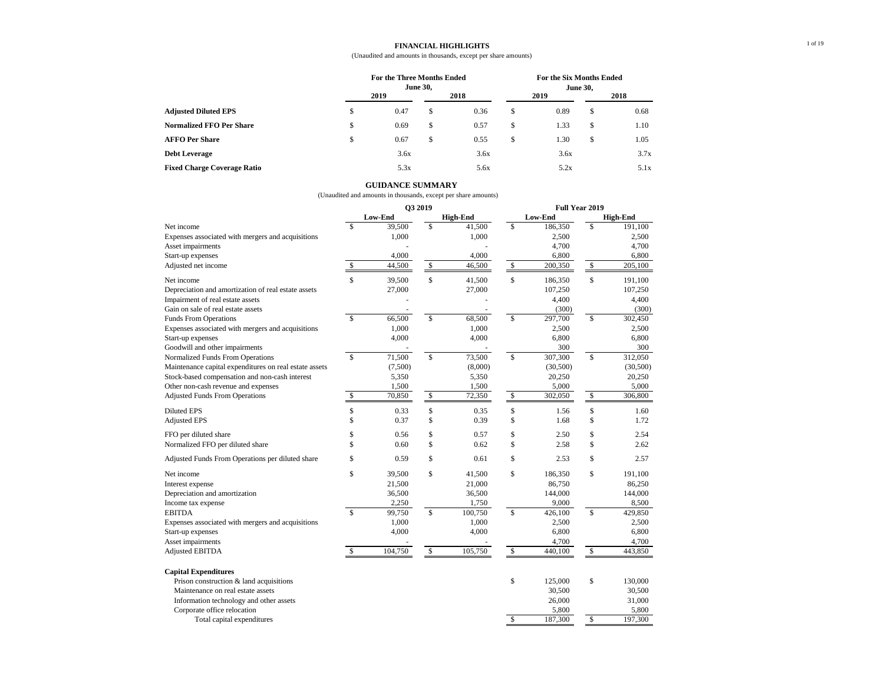## FINANCIAL HIGHLIGHTS

(Unaudited and amounts in thousands, except per share amounts)

| | For the Three Months Ended June 30, 2019 | For the Three Months Ended June 30, 2018 | For the Six Months Ended June 30, 2019 | For the Six Months Ended June 30, 2018 |
|---|---|---|---|---|
| **Adjusted Diluted EPS** | $ 0.47 | $ 0.36 | $ 0.89 | $ 0.68 |
| **Normalized FFO Per Share** | $ 0.69 | $ 0.57 | $ 1.33 | $ 1.10 |
| **AFFO Per Share** | $ 0.67 | $ 0.55 | $ 1.30 | $ 1.05 |
| **Debt Leverage** | 3.6x | 3.6x | 3.6x | 3.7x |
| **Fixed Charge Coverage Ratio** | 5.3x | 5.6x | 5.2x | 5.1x |

## GUIDANCE SUMMARY

(Unaudited and amounts in thousands, except per share amounts)

| | Q3 2019 Low-End | Q3 2019 High-End | Full Year 2019 Low-End | Full Year 2019 High-End |
|---|---|---|---|---|
| Net income | $ 39,500 | $ 41,500 | $ 186,350 | $ 191,100 |
| Expenses associated with mergers and acquisitions | 1,000 | 1,000 | 2,500 | 2,500 |
| Asset impairments | - | - | 4,700 | 4,700 |
| Start-up expenses | 4,000 | 4,000 | 6,800 | 6,800 |
| Adjusted net income | $ 44,500 | $ 46,500 | $ 200,350 | $ 205,100 |
| | | | | |
| Net income | $ 39,500 | $ 41,500 | $ 186,350 | $ 191,100 |
| Depreciation and amortization of real estate assets | 27,000 | 27,000 | 107,250 | 107,250 |
| Impairment of real estate assets | - | - | 4,400 | 4,400 |
| Gain on sale of real estate assets | - | - | (300) | (300) |
| Funds From Operations | $ 66,500 | $ 68,500 | $ 297,700 | $ 302,450 |
| Expenses associated with mergers and acquisitions | 1,000 | 1,000 | 2,500 | 2,500 |
| Start-up expenses | 4,000 | 4,000 | 6,800 | 6,800 |
| Goodwill and other impairments | - | - | 300 | 300 |
| Normalized Funds From Operations | $ 71,500 | $ 73,500 | $ 307,300 | $ 312,050 |
| Maintenance capital expenditures on real estate assets | (7,500) | (8,000) | (30,500) | (30,500) |
| Stock-based compensation and non-cash interest | 5,350 | 5,350 | 20,250 | 20,250 |
| Other non-cash revenue and expenses | 1,500 | 1,500 | 5,000 | 5,000 |
| Adjusted Funds From Operations | $ 70,850 | $ 72,350 | $ 302,050 | $ 306,800 |
| | | | | |
| Diluted EPS | $ 0.33 | $ 0.35 | $ 1.56 | $ 1.60 |
| Adjusted EPS | $ 0.37 | $ 0.39 | $ 1.68 | $ 1.72 |
| | | | | |
| FFO per diluted share | $ 0.56 | $ 0.57 | $ 2.50 | $ 2.54 |
| Normalized FFO per diluted share | $ 0.60 | $ 0.62 | $ 2.58 | $ 2.62 |
| | | | | |
| Adjusted Funds From Operations per diluted share | $ 0.59 | $ 0.61 | $ 2.53 | $ 2.57 |
| | | | | |
| Net income | $ 39,500 | $ 41,500 | $ 186,350 | $ 191,100 |
| Interest expense | 21,500 | 21,000 | 86,750 | 86,250 |
| Depreciation and amortization | 36,500 | 36,500 | 144,000 | 144,000 |
| Income tax expense | 2,250 | 1,750 | 9,000 | 8,500 |
| EBITDA | $ 99,750 | $ 100,750 | $ 426,100 | $ 429,850 |
| Expenses associated with mergers and acquisitions | 1,000 | 1,000 | 2,500 | 2,500 |
| Start-up expenses | 4,000 | 4,000 | 6,800 | 6,800 |
| Asset impairments | - | - | 4,700 | 4,700 |
| Adjusted EBITDA | $ 104,750 | $ 105,750 | $ 440,100 | $ 443,850 |
| | | | | |
| **Capital Expenditures** | | | | |
| Prison construction & land acquisitions | | | $ 125,000 | $ 130,000 |
| Maintenance on real estate assets | | | 30,500 | 30,500 |
| Information technology and other assets | | | 26,000 | 31,000 |
| Corporate office relocation | | | 5,800 | 5,800 |
| Total capital expenditures | | | $ 187,300 | $ 197,300 |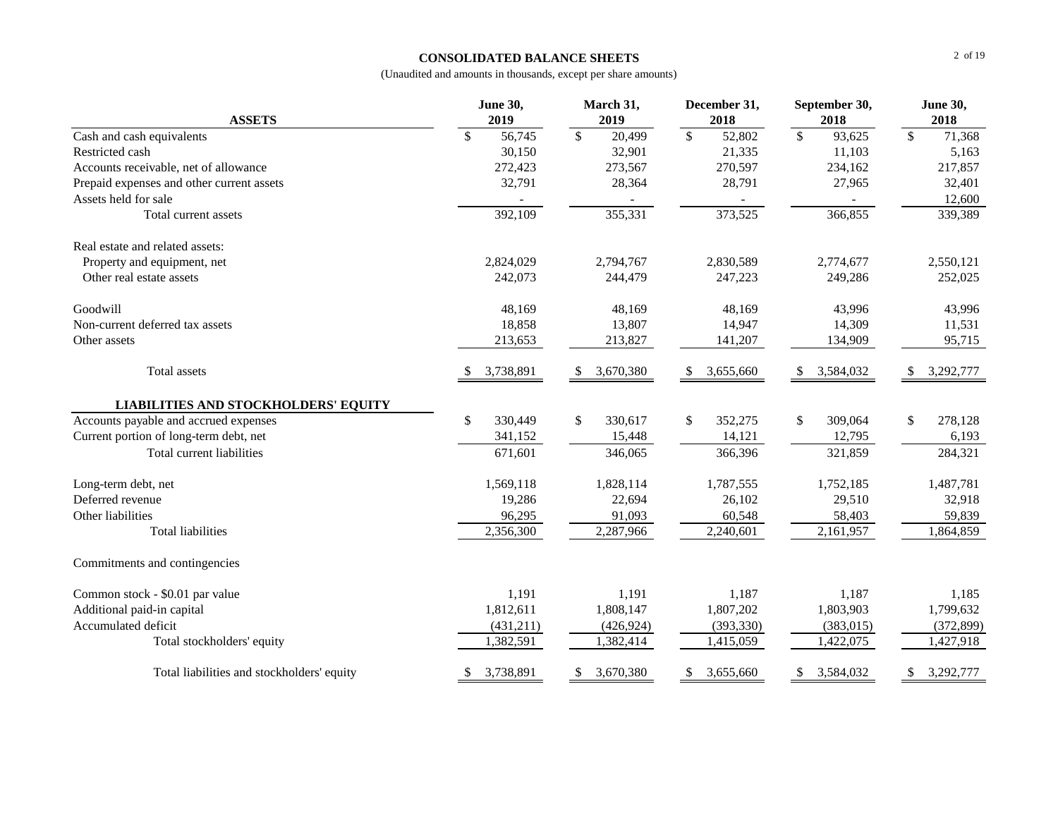# CONSOLIDATED BALANCE SHEETS

(Unaudited and amounts in thousands, except per share amounts)

| ASSETS | June 30, 2019 | March 31, 2019 | December 31, 2018 | September 30, 2018 | June 30, 2018 |
|---|---|---|---|---|---|
| Cash and cash equivalents | $ 56,745 | $ 20,499 | $ 52,802 | $ 93,625 | $ 71,368 |
| Restricted cash | 30,150 | 32,901 | 21,335 | 11,103 | 5,163 |
| Accounts receivable, net of allowance | 272,423 | 273,567 | 270,597 | 234,162 | 217,857 |
| Prepaid expenses and other current assets | 32,791 | 28,364 | 28,791 | 27,965 | 32,401 |
| Assets held for sale | - | - | - | - | 12,600 |
| Total current assets | 392,109 | 355,331 | 373,525 | 366,855 | 339,389 |
| Real estate and related assets: | | | | | |
| Property and equipment, net | 2,824,029 | 2,794,767 | 2,830,589 | 2,774,677 | 2,550,121 |
| Other real estate assets | 242,073 | 244,479 | 247,223 | 249,286 | 252,025 |
| Goodwill | 48,169 | 48,169 | 48,169 | 43,996 | 43,996 |
| Non-current deferred tax assets | 18,858 | 13,807 | 14,947 | 14,309 | 11,531 |
| Other assets | 213,653 | 213,827 | 141,207 | 134,909 | 95,715 |
| Total assets | $ 3,738,891 | $ 3,670,380 | $ 3,655,660 | $ 3,584,032 | $ 3,292,777 |
| **LIABILITIES AND STOCKHOLDERS' EQUITY** | | | | | |
| Accounts payable and accrued expenses | $ 330,449 | $ 330,617 | $ 352,275 | $ 309,064 | $ 278,128 |
| Current portion of long-term debt, net | 341,152 | 15,448 | 14,121 | 12,795 | 6,193 |
| Total current liabilities | 671,601 | 346,065 | 366,396 | 321,859 | 284,321 |
| Long-term debt, net | 1,569,118 | 1,828,114 | 1,787,555 | 1,752,185 | 1,487,781 |
| Deferred revenue | 19,286 | 22,694 | 26,102 | 29,510 | 32,918 |
| Other liabilities | 96,295 | 91,093 | 60,548 | 58,403 | 59,839 |
| Total liabilities | 2,356,300 | 2,287,966 | 2,240,601 | 2,161,957 | 1,864,859 |
| Commitments and contingencies | | | | | |
| Common stock - $0.01 par value | 1,191 | 1,191 | 1,187 | 1,187 | 1,185 |
| Additional paid-in capital | 1,812,611 | 1,808,147 | 1,807,202 | 1,803,903 | 1,799,632 |
| Accumulated deficit | (431,211) | (426,924) | (393,330) | (383,015) | (372,899) |
| Total stockholders' equity | 1,382,591 | 1,382,414 | 1,415,059 | 1,422,075 | 1,427,918 |
| Total liabilities and stockholders' equity | $ 3,738,891 | $ 3,670,380 | $ 3,655,660 | $ 3,584,032 | $ 3,292,777 |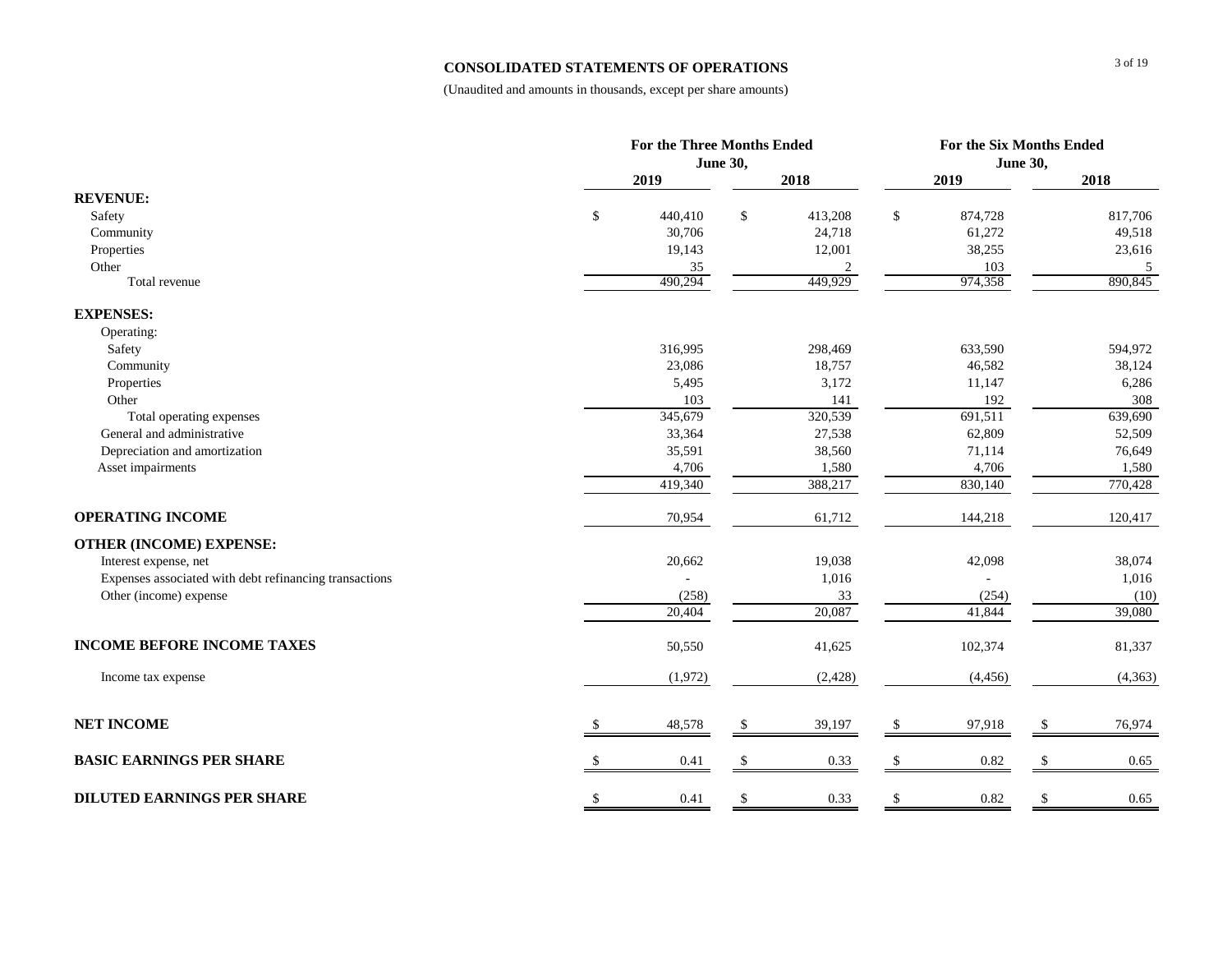# CONSOLIDATED STATEMENTS OF OPERATIONS

(Unaudited and amounts in thousands, except per share amounts)

| | For the Three Months Ended June 30, | | For the Six Months Ended June 30, | |
|---|---|---|---|---|
| | 2019 | 2018 | 2019 | 2018 |
| **REVENUE:** | | | | |
| Safety | $ 440,410 | $ 413,208 | $ 874,728 | 817,706 |
| Community | 30,706 | 24,718 | 61,272 | 49,518 |
| Properties | 19,143 | 12,001 | 38,255 | 23,616 |
| Other | 35 | 2 | 103 | 5 |
| Total revenue | 490,294 | 449,929 | 974,358 | 890,845 |
| **EXPENSES:** | | | | |
| Operating: | | | | |
| Safety | 316,995 | 298,469 | 633,590 | 594,972 |
| Community | 23,086 | 18,757 | 46,582 | 38,124 |
| Properties | 5,495 | 3,172 | 11,147 | 6,286 |
| Other | 103 | 141 | 192 | 308 |
| Total operating expenses | 345,679 | 320,539 | 691,511 | 639,690 |
| General and administrative | 33,364 | 27,538 | 62,809 | 52,509 |
| Depreciation and amortization | 35,591 | 38,560 | 71,114 | 76,649 |
| Asset impairments | 4,706 | 1,580 | 4,706 | 1,580 |
| | 419,340 | 388,217 | 830,140 | 770,428 |
| **OPERATING INCOME** | 70,954 | 61,712 | 144,218 | 120,417 |
| **OTHER (INCOME) EXPENSE:** | | | | |
| Interest expense, net | 20,662 | 19,038 | 42,098 | 38,074 |
| Expenses associated with debt refinancing transactions | - | 1,016 | - | 1,016 |
| Other (income) expense | (258) | 33 | (254) | (10) |
| | 20,404 | 20,087 | 41,844 | 39,080 |
| **INCOME BEFORE INCOME TAXES** | 50,550 | 41,625 | 102,374 | 81,337 |
| Income tax expense | (1,972) | (2,428) | (4,456) | (4,363) |
| **NET INCOME** | $ 48,578 | $ 39,197 | $ 97,918 | $ 76,974 |
| **BASIC EARNINGS PER SHARE** | $ 0.41 | $ 0.33 | $ 0.82 | $ 0.65 |
| **DILUTED EARNINGS PER SHARE** | $ 0.41 | $ 0.33 | $ 0.82 | $ 0.65 |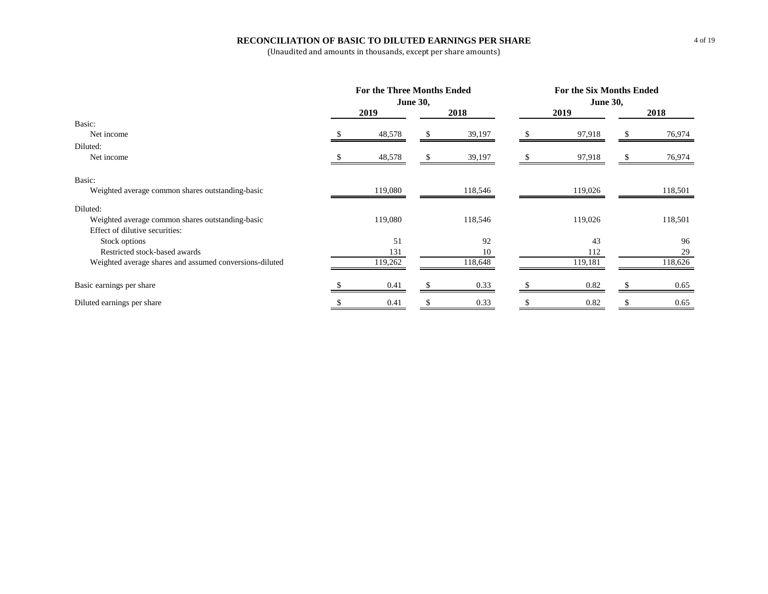## RECONCILIATION OF BASIC TO DILUTED EARNINGS PER SHARE

(Unaudited and amounts in thousands, except per share amounts)

| | For the Three Months Ended June 30, | | For the Six Months Ended June 30, | |
|---|---|---|---|---|
| | 2019 | 2018 | 2019 | 2018 |
| Basic: | | | | |
| Net income | $ 48,578 | $ 39,197 | $ 97,918 | $ 76,974 |
| Diluted: | | | | |
| Net income | $ 48,578 | $ 39,197 | $ 97,918 | $ 76,974 |
| Basic: | | | | |
| Weighted average common shares outstanding-basic | 119,080 | 118,546 | 119,026 | 118,501 |
| Diluted: | | | | |
| Weighted average common shares outstanding-basic | 119,080 | 118,546 | 119,026 | 118,501 |
| Effect of dilutive securities: | | | | |
| Stock options | 51 | 92 | 43 | 96 |
| Restricted stock-based awards | 131 | 10 | 112 | 29 |
| Weighted average shares and assumed conversions-diluted | 119,262 | 118,648 | 119,181 | 118,626 |
| Basic earnings per share | $ 0.41 | $ 0.33 | $ 0.82 | $ 0.65 |
| Diluted earnings per share | $ 0.41 | $ 0.33 | $ 0.82 | $ 0.65 |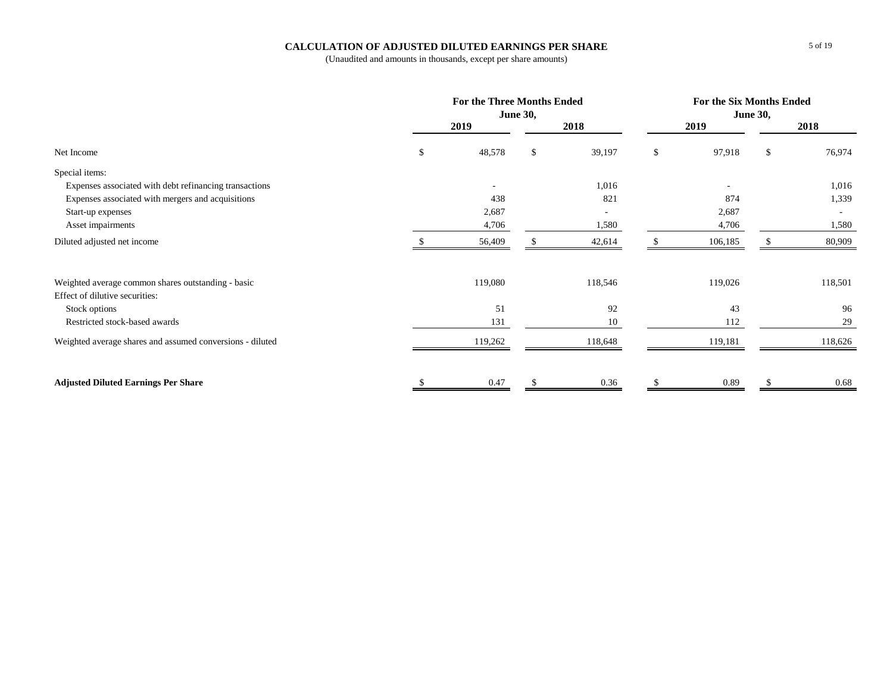## CALCULATION OF ADJUSTED DILUTED EARNINGS PER SHARE

(Unaudited and amounts in thousands, except per share amounts)

| | For the Three Months Ended June 30, | | For the Six Months Ended June 30, | |
|---|---|---|---|---|
| | 2019 | 2018 | 2019 | 2018 |
| Net Income | $ 48,578 | $ 39,197 | $ 97,918 | $ 76,974 |
| Special items: | | | | |
| Expenses associated with debt refinancing transactions | - | 1,016 | - | 1,016 |
| Expenses associated with mergers and acquisitions | 438 | 821 | 874 | 1,339 |
| Start-up expenses | 2,687 | - | 2,687 | - |
| Asset impairments | 4,706 | 1,580 | 4,706 | 1,580 |
| Diluted adjusted net income | $ 56,409 | $ 42,614 | $ 106,185 | $ 80,909 |
| | | | | |
| Weighted average common shares outstanding - basic | 119,080 | 118,546 | 119,026 | 118,501 |
| Effect of dilutive securities: | | | | |
| Stock options | 51 | 92 | 43 | 96 |
| Restricted stock-based awards | 131 | 10 | 112 | 29 |
| Weighted average shares and assumed conversions - diluted | 119,262 | 118,648 | 119,181 | 118,626 |
| | | | | |
| **Adjusted Diluted Earnings Per Share** | $ 0.47 | $ 0.36 | $ 0.89 | $ 0.68 |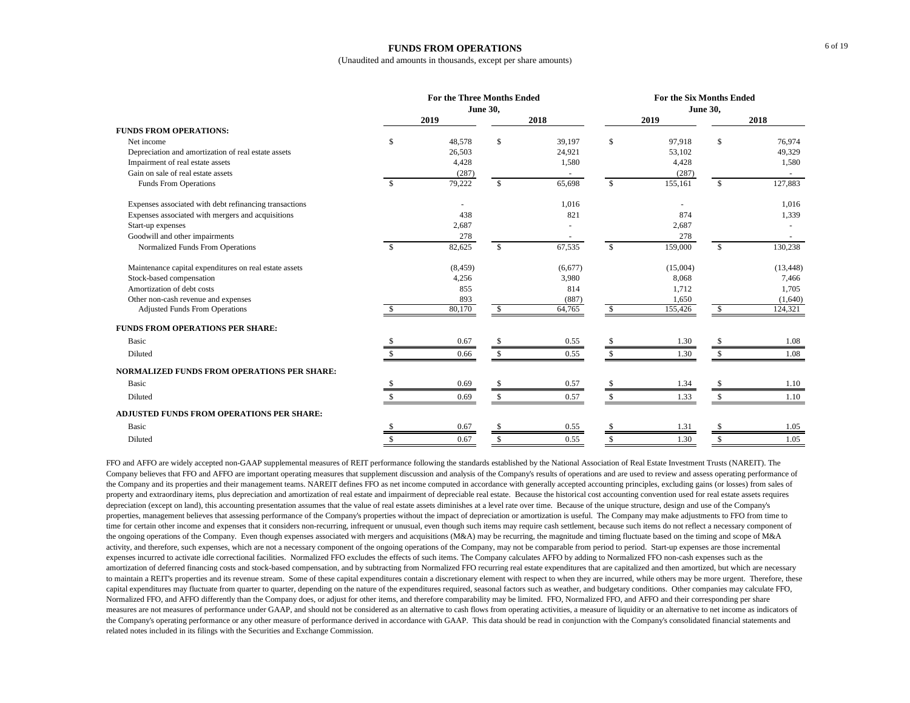# FUNDS FROM OPERATIONS

(Unaudited and amounts in thousands, except per share amounts)

| | For the Three Months Ended June 30, | | For the Six Months Ended June 30, | |
|---|---|---|---|---|
| | 2019 | 2018 | 2019 | 2018 |
| **FUNDS FROM OPERATIONS:** | | | | |
| Net income | $ 48,578 | $ 39,197 | $ 97,918 | $ 76,974 |
| Depreciation and amortization of real estate assets | 26,503 | 24,921 | 53,102 | 49,329 |
| Impairment of real estate assets | 4,428 | 1,580 | 4,428 | 1,580 |
| Gain on sale of real estate assets | (287) | - | (287) | - |
| Funds From Operations | $ 79,222 | $ 65,698 | $ 155,161 | $ 127,883 |
| Expenses associated with debt refinancing transactions | - | 1,016 | - | 1,016 |
| Expenses associated with mergers and acquisitions | 438 | 821 | 874 | 1,339 |
| Start-up expenses | 2,687 | - | 2,687 | - |
| Goodwill and other impairments | 278 | - | 278 | - |
| Normalized Funds From Operations | $ 82,625 | $ 67,535 | $ 159,000 | $ 130,238 |
| Maintenance capital expenditures on real estate assets | (8,459) | (6,677) | (15,004) | (13,448) |
| Stock-based compensation | 4,256 | 3,980 | 8,068 | 7,466 |
| Amortization of debt costs | 855 | 814 | 1,712 | 1,705 |
| Other non-cash revenue and expenses | 893 | (887) | 1,650 | (1,640) |
| Adjusted Funds From Operations | $ 80,170 | $ 64,765 | $ 155,426 | $ 124,321 |
| **FUNDS FROM OPERATIONS PER SHARE:** | | | | |
| Basic | $ 0.67 | $ 0.55 | $ 1.30 | $ 1.08 |
| Diluted | $ 0.66 | $ 0.55 | $ 1.30 | $ 1.08 |
| **NORMALIZED FUNDS FROM OPERATIONS PER SHARE:** | | | | |
| Basic | $ 0.69 | $ 0.57 | $ 1.34 | $ 1.10 |
| Diluted | $ 0.69 | $ 0.57 | $ 1.33 | $ 1.10 |
| **ADJUSTED FUNDS FROM OPERATIONS PER SHARE:** | | | | |
| Basic | $ 0.67 | $ 0.55 | $ 1.31 | $ 1.05 |
| Diluted | $ 0.67 | $ 0.55 | $ 1.30 | $ 1.05 |

FFO and AFFO are widely accepted non-GAAP supplemental measures of REIT performance following the standards established by the National Association of Real Estate Investment Trusts (NAREIT). The Company believes that FFO and AFFO are important operating measures that supplement discussion and analysis of the Company's results of operations and are used to review and assess operating performance of the Company and its properties and their management teams. NAREIT defines FFO as net income computed in accordance with generally accepted accounting principles, excluding gains (or losses) from sales of property and extraordinary items, plus depreciation and amortization of real estate and impairment of depreciable real estate. Because the historical cost accounting convention used for real estate assets requires depreciation (except on land), this accounting presentation assumes that the value of real estate assets diminishes at a level rate over time. Because of the unique structure, design and use of the Company's properties, management believes that assessing performance of the Company's properties without the impact of depreciation or amortization is useful. The Company may make adjustments to FFO from time to time for certain other income and expenses that it considers non-recurring, infrequent or unusual, even though such items may require cash settlement, because such items do not reflect a necessary component of the ongoing operations of the Company. Even though expenses associated with mergers and acquisitions (M&A) may be recurring, the magnitude and timing fluctuate based on the timing and scope of M&A activity, and therefore, such expenses, which are not a necessary component of the ongoing operations of the Company, may not be comparable from period to period. Start-up expenses are those incremental expenses incurred to activate idle correctional facilities. Normalized FFO excludes the effects of such items. The Company calculates AFFO by adding to Normalized FFO non-cash expenses such as the amortization of deferred financing costs and stock-based compensation, and by subtracting from Normalized FFO recurring real estate expenditures that are capitalized and then amortized, but which are necessary to maintain a REIT's properties and its revenue stream. Some of these capital expenditures contain a discretionary element with respect to when they are incurred, while others may be more urgent. Therefore, these capital expenditures may fluctuate from quarter to quarter, depending on the nature of the expenditures required, seasonal factors such as weather, and budgetary conditions. Other companies may calculate FFO, Normalized FFO, and AFFO differently than the Company does, or adjust for other items, and therefore comparability may be limited. FFO, Normalized FFO, and AFFO and their corresponding per share measures are not measures of performance under GAAP, and should not be considered as an alternative to cash flows from operating activities, a measure of liquidity or an alternative to net income as indicators of the Company's operating performance or any other measure of performance derived in accordance with GAAP. This data should be read in conjunction with the Company's consolidated financial statements and related notes included in its filings with the Securities and Exchange Commission.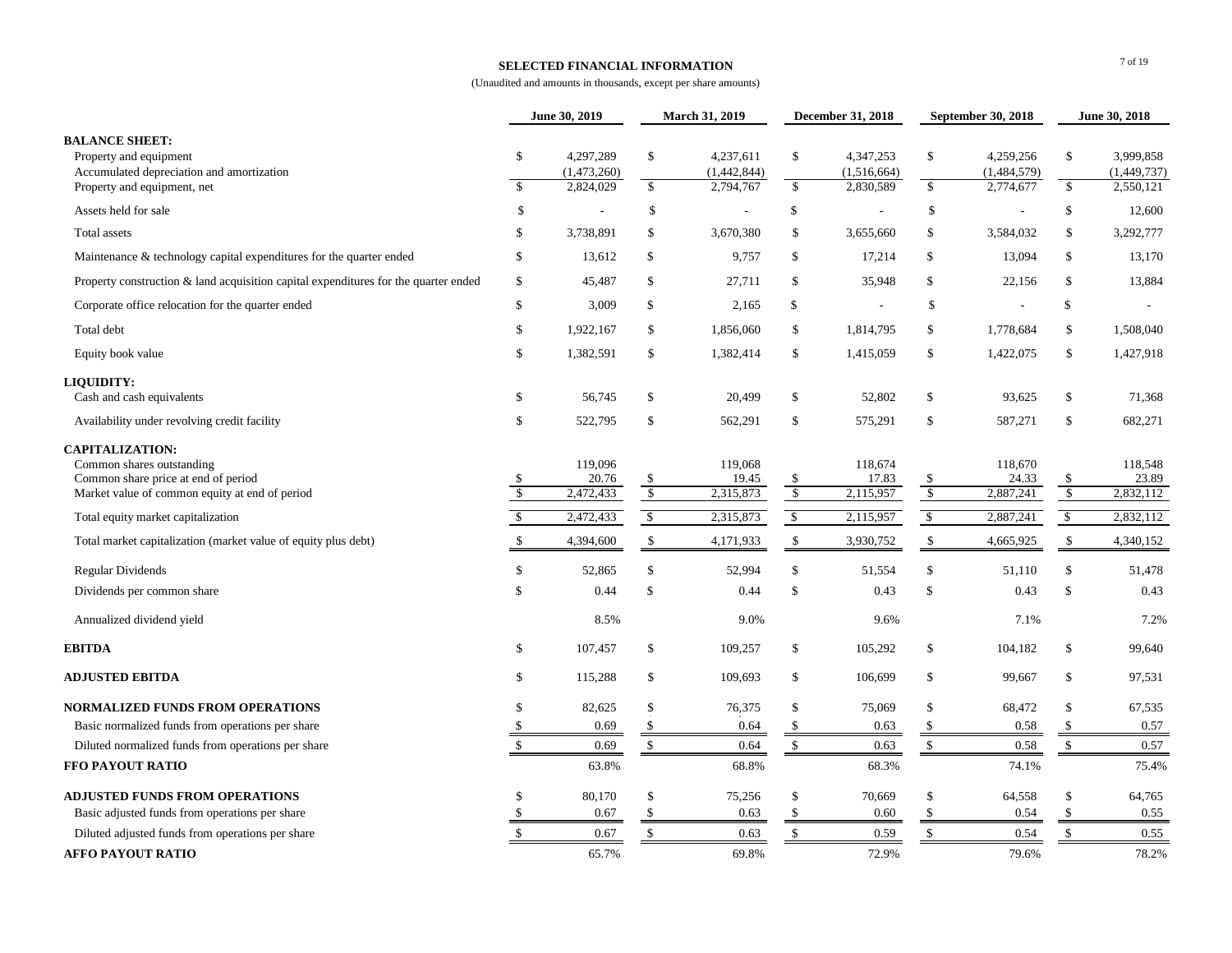## SELECTED FINANCIAL INFORMATION

(Unaudited and amounts in thousands, except per share amounts)

| | June 30, 2019 | March 31, 2019 | December 31, 2018 | September 30, 2018 | June 30, 2018 |
|---|---|---|---|---|---|
| **BALANCE SHEET:** | | | | | |
| Property and equipment | $ 4,297,289 | $ 4,237,611 | $ 4,347,253 | $ 4,259,256 | $ 3,999,858 |
| Accumulated depreciation and amortization | (1,473,260) | (1,442,844) | (1,516,664) | (1,484,579) | (1,449,737) |
| Property and equipment, net | $ 2,824,029 | $ 2,794,767 | $ 2,830,589 | $ 2,774,677 | $ 2,550,121 |
| Assets held for sale | $ - | $ - | $ - | $ - | $ 12,600 |
| Total assets | $ 3,738,891 | $ 3,670,380 | $ 3,655,660 | $ 3,584,032 | $ 3,292,777 |
| Maintenance & technology capital expenditures for the quarter ended | $ 13,612 | $ 9,757 | $ 17,214 | $ 13,094 | $ 13,170 |
| Property construction & land acquisition capital expenditures for the quarter ended | $ 45,487 | $ 27,711 | $ 35,948 | $ 22,156 | $ 13,884 |
| Corporate office relocation for the quarter ended | $ 3,009 | $ 2,165 | $ - | $ - | $ - |
| Total debt | $ 1,922,167 | $ 1,856,060 | $ 1,814,795 | $ 1,778,684 | $ 1,508,040 |
| Equity book value | $ 1,382,591 | $ 1,382,414 | $ 1,415,059 | $ 1,422,075 | $ 1,427,918 |
| **LIQUIDITY:** | | | | | |
| Cash and cash equivalents | $ 56,745 | $ 20,499 | $ 52,802 | $ 93,625 | $ 71,368 |
| Availability under revolving credit facility | $ 522,795 | $ 562,291 | $ 575,291 | $ 587,271 | $ 682,271 |
| **CAPITALIZATION:** | | | | | |
| Common shares outstanding | 119,096 | 119,068 | 118,674 | 118,670 | 118,548 |
| Common share price at end of period | $ 20.76 | $ 19.45 | $ 17.83 | $ 24.33 | $ 23.89 |
| Market value of common equity at end of period | $ 2,472,433 | $ 2,315,873 | $ 2,115,957 | $ 2,887,241 | $ 2,832,112 |
| Total equity market capitalization | $ 2,472,433 | $ 2,315,873 | $ 2,115,957 | $ 2,887,241 | $ 2,832,112 |
| Total market capitalization (market value of equity plus debt) | $ 4,394,600 | $ 4,171,933 | $ 3,930,752 | $ 4,665,925 | $ 4,340,152 |
| Regular Dividends | $ 52,865 | $ 52,994 | $ 51,554 | $ 51,110 | $ 51,478 |
| Dividends per common share | $ 0.44 | $ 0.44 | $ 0.43 | $ 0.43 | $ 0.43 |
| Annualized dividend yield | 8.5% | 9.0% | 9.6% | 7.1% | 7.2% |
| **EBITDA** | $ 107,457 | $ 109,257 | $ 105,292 | $ 104,182 | $ 99,640 |
| **ADJUSTED EBITDA** | $ 115,288 | $ 109,693 | $ 106,699 | $ 99,667 | $ 97,531 |
| **NORMALIZED FUNDS FROM OPERATIONS** | $ 82,625 | $ 76,375 | $ 75,069 | $ 68,472 | $ 67,535 |
| Basic normalized funds from operations per share | $ 0.69 | $ 0.64 | $ 0.63 | $ 0.58 | $ 0.57 |
| Diluted normalized funds from operations per share | $ 0.69 | $ 0.64 | $ 0.63 | $ 0.58 | $ 0.57 |
| **FFO PAYOUT RATIO** | 63.8% | 68.8% | 68.3% | 74.1% | 75.4% |
| **ADJUSTED FUNDS FROM OPERATIONS** | $ 80,170 | $ 75,256 | $ 70,669 | $ 64,558 | $ 64,765 |
| Basic adjusted funds from operations per share | $ 0.67 | $ 0.63 | $ 0.60 | $ 0.54 | $ 0.55 |
| Diluted adjusted funds from operations per share | $ 0.67 | $ 0.63 | $ 0.59 | $ 0.54 | $ 0.55 |
| **AFFO PAYOUT RATIO** | 65.7% | 69.8% | 72.9% | 79.6% | 78.2% |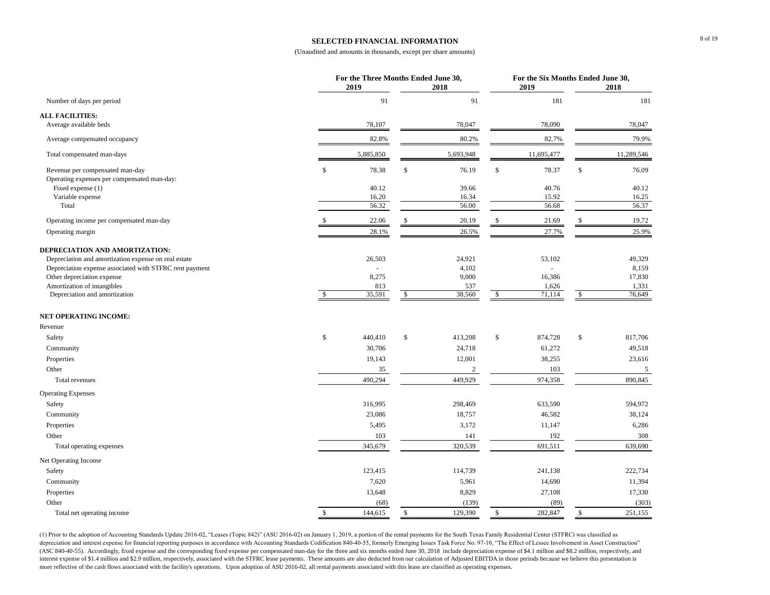# SELECTED FINANCIAL INFORMATION

(Unaudited and amounts in thousands, except per share amounts)

| | For the Three Months Ended June 30, | | For the Six Months Ended June 30, | |
|---|---|---|---|---|
| | 2019 | 2018 | 2019 | 2018 |
| Number of days per period | 91 | 91 | 181 | 181 |
| **ALL FACILITIES:** | | | | |
| Average available beds | 78,107 | 78,047 | 78,090 | 78,047 |
| Average compensated occupancy | 82.8% | 80.2% | 82.7% | 79.9% |
| Total compensated man-days | 5,885,850 | 5,693,948 | 11,695,477 | 11,289,546 |
| Revenue per compensated man-day | $ 78.38 | $ 76.19 | $ 78.37 | $ 76.09 |
| Operating expenses per compensated man-day: | | | | |
| Fixed expense (1) | 40.12 | 39.66 | 40.76 | 40.12 |
| Variable expense | 16.20 | 16.34 | 15.92 | 16.25 |
| Total | 56.32 | 56.00 | 56.68 | 56.37 |
| Operating income per compensated man-day | $ 22.06 | $ 20.19 | $ 21.69 | $ 19.72 |
| Operating margin | 28.1% | 26.5% | 27.7% | 25.9% |
| **DEPRECIATION AND AMORTIZATION:** | | | | |
| Depreciation and amortization expense on real estate | 26,503 | 24,921 | 53,102 | 49,329 |
| Depreciation expense associated with STFRC rent payment | - | 4,102 | - | 8,159 |
| Other depreciation expense | 8,275 | 9,000 | 16,386 | 17,830 |
| Amortization of intangibles | 813 | 537 | 1,626 | 1,331 |
| Depreciation and amortization | $ 35,591 | $ 38,560 | $ 71,114 | $ 76,649 |
| **NET OPERATING INCOME:** | | | | |
| Revenue | | | | |
| Safety | $ 440,410 | $ 413,208 | $ 874,728 | $ 817,706 |
| Community | 30,706 | 24,718 | 61,272 | 49,518 |
| Properties | 19,143 | 12,001 | 38,255 | 23,616 |
| Other | 35 | 2 | 103 | 5 |
| Total revenues | 490,294 | 449,929 | 974,358 | 890,845 |
| Operating Expenses | | | | |
| Safety | 316,995 | 298,469 | 633,590 | 594,972 |
| Community | 23,086 | 18,757 | 46,582 | 38,124 |
| Properties | 5,495 | 3,172 | 11,147 | 6,286 |
| Other | 103 | 141 | 192 | 308 |
| Total operating expenses | 345,679 | 320,539 | 691,511 | 639,690 |
| Net Operating Income | | | | |
| Safety | 123,415 | 114,739 | 241,138 | 222,734 |
| Community | 7,620 | 5,961 | 14,690 | 11,394 |
| Properties | 13,648 | 8,829 | 27,108 | 17,330 |
| Other | (68) | (139) | (89) | (303) |
| Total net operating income | $ 144,615 | $ 129,390 | $ 282,847 | $ 251,155 |

(1) Prior to the adoption of Accounting Standards Update 2016-02, "Leases (Topic 842)" (ASU 2016-02) on January 1, 2019, a portion of the rental payments for the South Texas Family Residential Center (STFRC) was classified as depreciation and interest expense for financial reporting purposes in accordance with Accounting Standards Codification 840-40-55, formerly Emerging Issues Task Force No. 97-10, "The Effect of Lessee Involvement in Asset Construction" (ASC 840-40-55). Accordingly, fixed expense and the corresponding fixed expense per compensated man-day for the three and six months ended June 30, 2018 include depreciation expense of $4.1 million and $8.2 million, respectively, and interest expense of $1.4 million and $2.9 million, respectively, associated with the STFRC lease payments. These amounts are also deducted from our calculation of Adjusted EBITDA in those periods because we believe this presentation is more reflective of the cash flows associated with the facility's operations. Upon adoption of ASU 2016-02, all rental payments associated with this lease are classified as operating expenses.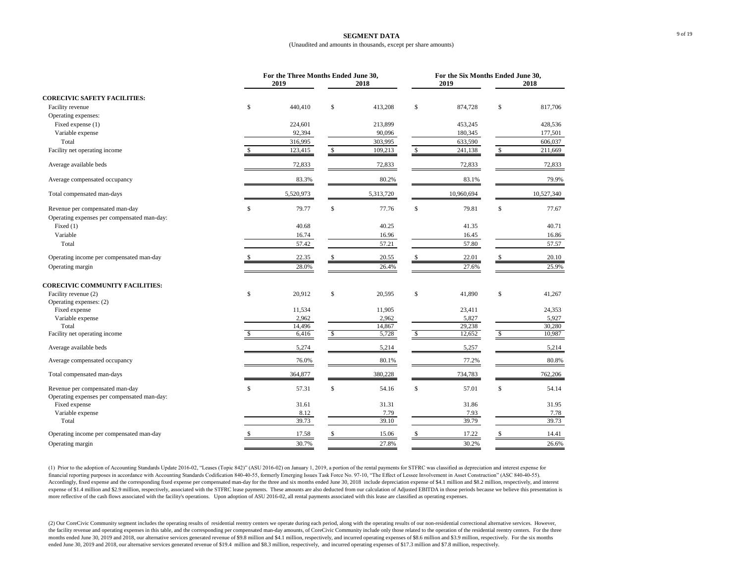## SEGMENT DATA

(Unaudited and amounts in thousands, except per share amounts)

| | For the Three Months Ended June 30, | | For the Six Months Ended June 30, | |
|---|---|---|---|---|
| | 2019 | 2018 | 2019 | 2018 |
| **CORECIVIC SAFETY FACILITIES:** | | | | |
| Facility revenue | $ 440,410 | $ 413,208 | $ 874,728 | $ 817,706 |
| Operating expenses: | | | | |
| Fixed expense (1) | 224,601 | 213,899 | 453,245 | 428,536 |
| Variable expense | 92,394 | 90,096 | 180,345 | 177,501 |
| Total | 316,995 | 303,995 | 633,590 | 606,037 |
| Facility net operating income | $ 123,415 | $ 109,213 | $ 241,138 | $ 211,669 |
| Average available beds | 72,833 | 72,833 | 72,833 | 72,833 |
| Average compensated occupancy | 83.3% | 80.2% | 83.1% | 79.9% |
| Total compensated man-days | 5,520,973 | 5,313,720 | 10,960,694 | 10,527,340 |
| Revenue per compensated man-day | $ 79.77 | $ 77.76 | $ 79.81 | $ 77.67 |
| Operating expenses per compensated man-day: | | | | |
| Fixed (1) | 40.68 | 40.25 | 41.35 | 40.71 |
| Variable | 16.74 | 16.96 | 16.45 | 16.86 |
| Total | 57.42 | 57.21 | 57.80 | 57.57 |
| Operating income per compensated man-day | $ 22.35 | $ 20.55 | $ 22.01 | $ 20.10 |
| Operating margin | 28.0% | 26.4% | 27.6% | 25.9% |
| **CORECIVIC COMMUNITY FACILITIES:** | | | | |
| Facility revenue (2) | $ 20,912 | $ 20,595 | $ 41,890 | $ 41,267 |
| Operating expenses: (2) | | | | |
| Fixed expense | 11,534 | 11,905 | 23,411 | 24,353 |
| Variable expense | 2,962 | 2,962 | 5,827 | 5,927 |
| Total | 14,496 | 14,867 | 29,238 | 30,280 |
| Facility net operating income | $ 6,416 | $ 5,728 | $ 12,652 | $ 10,987 |
| Average available beds | 5,274 | 5,214 | 5,257 | 5,214 |
| Average compensated occupancy | 76.0% | 80.1% | 77.2% | 80.8% |
| Total compensated man-days | 364,877 | 380,228 | 734,783 | 762,206 |
| Revenue per compensated man-day | $ 57.31 | $ 54.16 | $ 57.01 | $ 54.14 |
| Operating expenses per compensated man-day: | | | | |
| Fixed expense | 31.61 | 31.31 | 31.86 | 31.95 |
| Variable expense | 8.12 | 7.79 | 7.93 | 7.78 |
| Total | 39.73 | 39.10 | 39.79 | 39.73 |
| Operating income per compensated man-day | $ 17.58 | $ 15.06 | $ 17.22 | $ 14.41 |
| Operating margin | 30.7% | 27.8% | 30.2% | 26.6% |

(1) Prior to the adoption of Accounting Standards Update 2016-02, "Leases (Topic 842)" (ASU 2016-02) on January 1, 2019, a portion of the rental payments for STFRC was classified as depreciation and interest expense for financial reporting purposes in accordance with Accounting Standards Codification 840-40-55, formerly Emerging Issues Task Force No. 97-10, "The Effect of Lessee Involvement in Asset Construction" (ASC 840-40-55). Accordingly, fixed expense and the corresponding fixed expense per compensated man-day for the three and six months ended June 30, 2018 include depreciation expense of $4.1 million and $8.2 million, respectively, and interest expense of $1.4 million and $2.9 million, respectively, associated with the STFRC lease payments. These amounts are also deducted from our calculation of Adjusted EBITDA in those periods because we believe this presentation is more reflective of the cash flows associated with the facility's operations. Upon adoption of ASU 2016-02, all rental payments associated with this lease are classified as operating expenses.

(2) Our CoreCivic Community segment includes the operating results of residential reentry centers we operate during each period, along with the operating results of our non-residential correctional alternative services. However, the facility revenue and operating expenses in this table, and the corresponding per compensated man-day amounts, of CoreCivic Community include only those related to the operation of the residential reentry centers. For the three months ended June 30, 2019 and 2018, our alternative services generated revenue of $9.8 million and $4.1 million, respectively, and incurred operating expenses of $8.6 million and $3.9 million, respectively. For the six months ended June 30, 2019 and 2018, our alternative services generated revenue of $19.4 million and $8.3 million, respectively, and incurred operating expenses of $17.3 million and $7.8 million, respectively.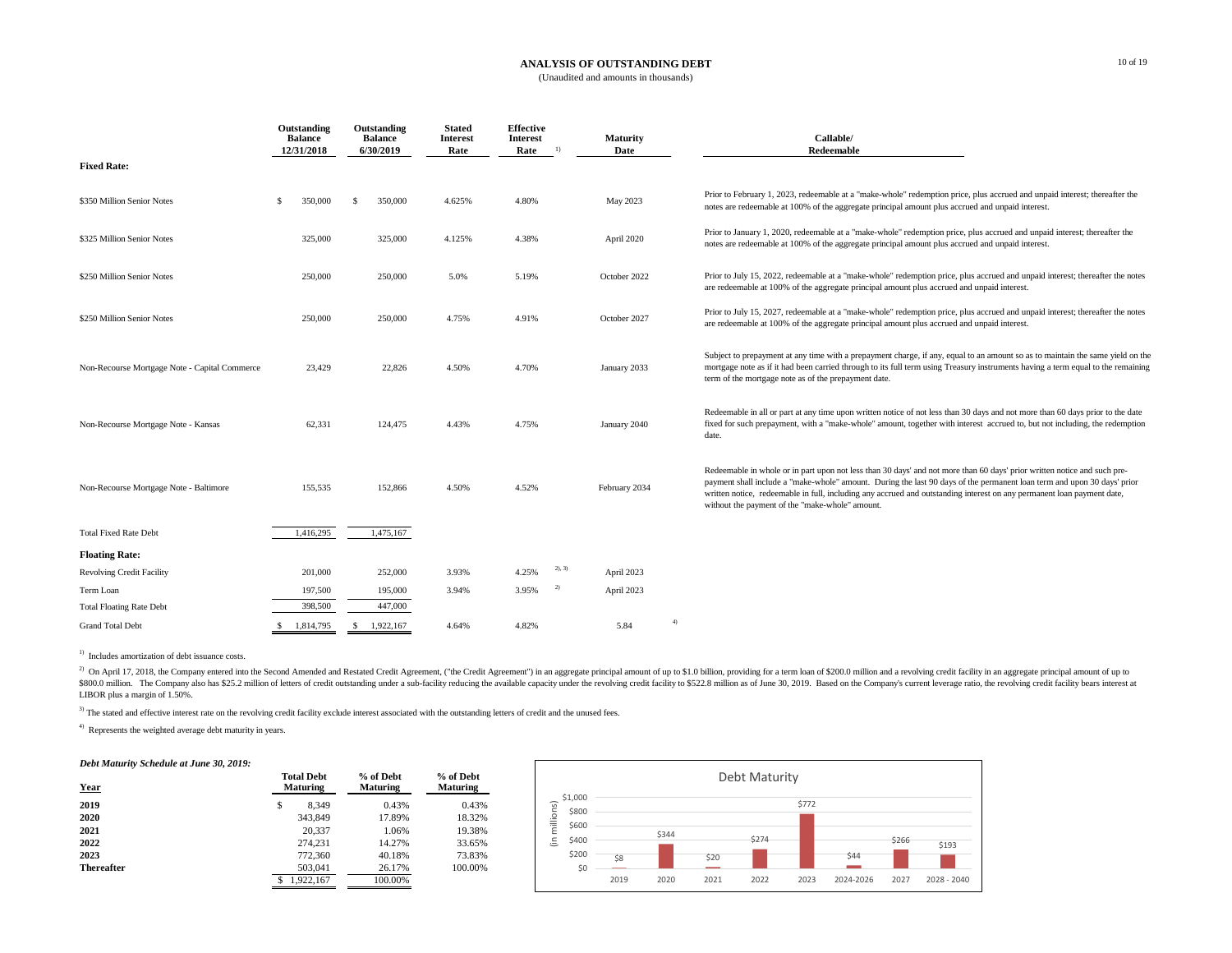# ANALYSIS OF OUTSTANDING DEBT

(Unaudited and amounts in thousands)

| | Outstanding Balance 12/31/2018 | Outstanding Balance 6/30/2019 | Stated Interest Rate | Effective Interest Rate [1] | Maturity Date | Callable/ Redeemable |
|---|---|---|---|---|---|---|
| **Fixed Rate:** | | | | | | |
| $350 Million Senior Notes | $ 350,000 | $ 350,000 | 4.625% | 4.80% | May 2023 | Prior to February 1, 2023, redeemable at a "make-whole" redemption price, plus accrued and unpaid interest; thereafter the notes are redeemable at 100% of the aggregate principal amount plus accrued and unpaid interest. |
| $325 Million Senior Notes | 325,000 | 325,000 | 4.125% | 4.38% | April 2020 | Prior to January 1, 2020, redeemable at a "make-whole" redemption price, plus accrued and unpaid interest; thereafter the notes are redeemable at 100% of the aggregate principal amount plus accrued and unpaid interest. |
| $250 Million Senior Notes | 250,000 | 250,000 | 5.0% | 5.19% | October 2022 | Prior to July 15, 2022, redeemable at a "make-whole" redemption price, plus accrued and unpaid interest; thereafter the notes are redeemable at 100% of the aggregate principal amount plus accrued and unpaid interest. |
| $250 Million Senior Notes | 250,000 | 250,000 | 4.75% | 4.91% | October 2027 | Prior to July 15, 2027, redeemable at a "make-whole" redemption price, plus accrued and unpaid interest; thereafter the notes are redeemable at 100% of the aggregate principal amount plus accrued and unpaid interest. |
| Non-Recourse Mortgage Note - Capital Commerce | 23,429 | 22,826 | 4.50% | 4.70% | January 2033 | Subject to prepayment at any time with a prepayment charge, if any, equal to an amount so as to maintain the same yield on the mortgage note as if it had been carried through to its full term using Treasury instruments having a term equal to the remaining term of the mortgage note as of the prepayment date. |
| Non-Recourse Mortgage Note - Kansas | 62,331 | 124,475 | 4.43% | 4.75% | January 2040 | Redeemable in all or part at any time upon written notice of not less than 30 days and not more than 60 days prior to the date fixed for such prepayment, with a "make-whole" amount, together with interest accrued to, but not including, the redemption date. |
| Non-Recourse Mortgage Note - Baltimore | 155,535 | 152,866 | 4.50% | 4.52% | February 2034 | Redeemable in whole or in part upon not less than 30 days' and not more than 60 days' prior written notice and such pre-payment shall include a "make-whole" amount. During the last 90 days of the permanent loan term and upon 30 days' prior written notice, redeemable in full, including any accrued and outstanding interest on any permanent loan payment date, without the payment of the "make-whole" amount. |
| Total Fixed Rate Debt | 1,416,295 | 1,475,167 | | | | |
| **Floating Rate:** | | | | | | |
| Revolving Credit Facility | 201,000 | 252,000 | 3.93% | 4.25% [2), 3)] | April 2023 | |
| Term Loan | 197,500 | 195,000 | 3.94% | 3.95% [2)] | April 2023 | |
| Total Floating Rate Debt | 398,500 | 447,000 | | | | |
| Grand Total Debt | $ 1,814,795 | $ 1,922,167 | 4.64% | 4.82% | 5.84 [4)] | |

[1] Includes amortization of debt issuance costs.

[2] On April 17, 2018, the Company entered into the Second Amended and Restated Credit Agreement, ("the Credit Agreement") in an aggregate principal amount of up to $1.0 billion, providing for a term loan of $200.0 million and a revolving credit facility in an aggregate principal amount of up to $800.0 million. The Company also has $25.2 million of letters of credit outstanding under a sub-facility reducing the available capacity under the revolving credit facility to $522.8 million as of June 30, 2019. Based on the Company's current leverage ratio, the revolving credit facility bears interest at LIBOR plus a margin of 1.50%.

[3] The stated and effective interest rate on the revolving credit facility exclude interest associated with the outstanding letters of credit and the unused fees.

[4] Represents the weighted average debt maturity in years.

***Debt Maturity Schedule at June 30, 2019:***

| Year | Total Debt Maturing | % of Debt Maturing | % of Debt Maturing |
|---|---|---|---|
| **2019** | $ 8,349 | 0.43% | 0.43% |
| **2020** | 343,849 | 17.89% | 18.32% |
| **2021** | 20,337 | 1.06% | 19.38% |
| **2022** | 274,231 | 14.27% | 33.65% |
| **2023** | 772,360 | 40.18% | 73.83% |
| **Thereafter** | 503,041 | 26.17% | 100.00% |
| | $ 1,922,167 | 100.00% | |

Debt Maturity

(in millions)

| 2019 | 2020 | 2021 | 2022 | 2023 | 2024-2026 | 2027 | 2028 - 2040 |
|---|---|---|---|---|---|---|---|
| $8 | $344 | $20 | $274 | $772 | $44 | $266 | $193 |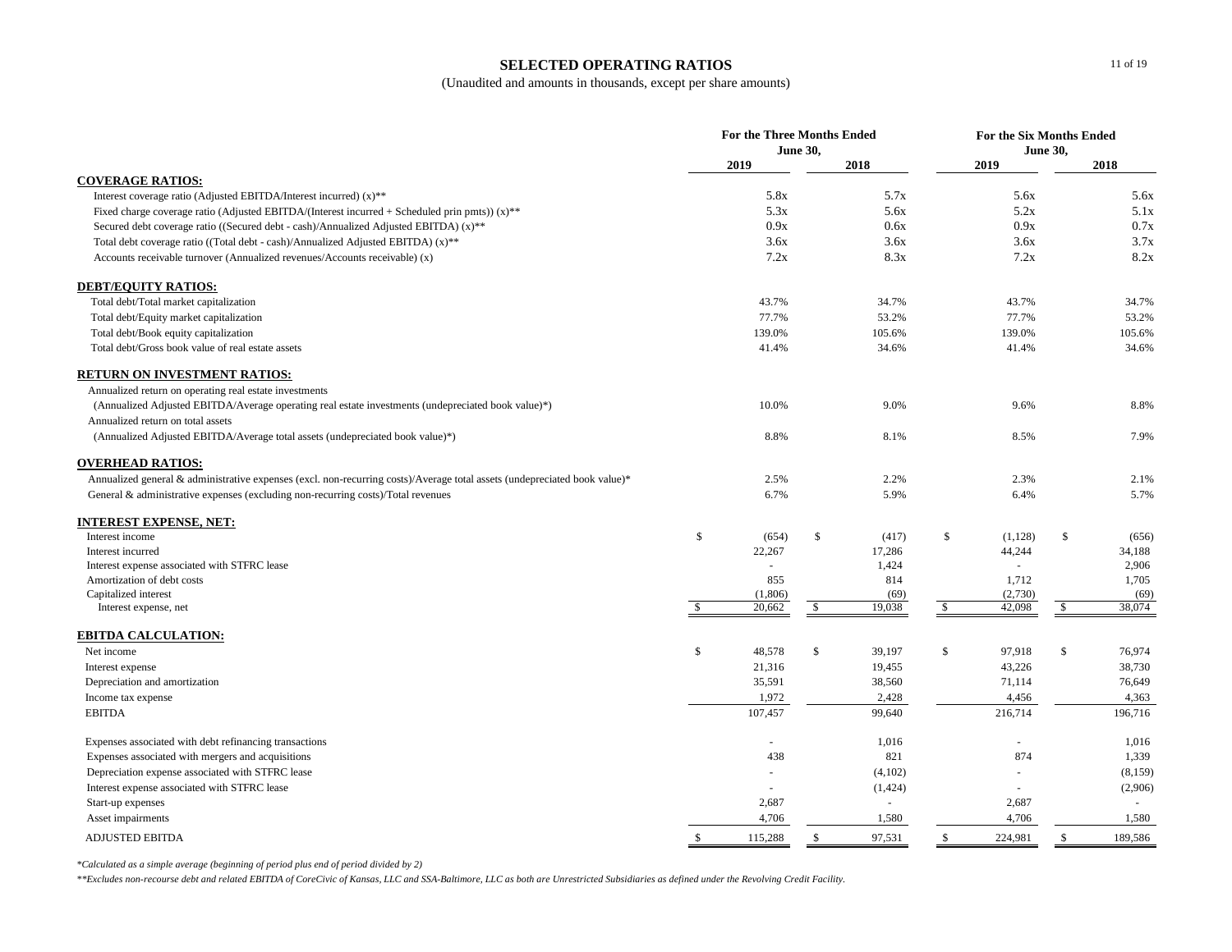# SELECTED OPERATING RATIOS

(Unaudited and amounts in thousands, except per share amounts)

| | For the Three Months Ended June 30, | | For the Six Months Ended June 30, | |
|---|---|---|---|---|
| | 2019 | 2018 | 2019 | 2018 |
| **COVERAGE RATIOS:** | | | | |
| Interest coverage ratio (Adjusted EBITDA/Interest incurred) (x)** | 5.8x | 5.7x | 5.6x | 5.6x |
| Fixed charge coverage ratio (Adjusted EBITDA/(Interest incurred + Scheduled prin pmts)) (x)** | 5.3x | 5.6x | 5.2x | 5.1x |
| Secured debt coverage ratio ((Secured debt - cash)/Annualized Adjusted EBITDA) (x)** | 0.9x | 0.6x | 0.9x | 0.7x |
| Total debt coverage ratio ((Total debt - cash)/Annualized Adjusted EBITDA) (x)** | 3.6x | 3.6x | 3.6x | 3.7x |
| Accounts receivable turnover (Annualized revenues/Accounts receivable) (x) | 7.2x | 8.3x | 7.2x | 8.2x |
| **DEBT/EQUITY RATIOS:** | | | | |
| Total debt/Total market capitalization | 43.7% | 34.7% | 43.7% | 34.7% |
| Total debt/Equity market capitalization | 77.7% | 53.2% | 77.7% | 53.2% |
| Total debt/Book equity capitalization | 139.0% | 105.6% | 139.0% | 105.6% |
| Total debt/Gross book value of real estate assets | 41.4% | 34.6% | 41.4% | 34.6% |
| **RETURN ON INVESTMENT RATIOS:** | | | | |
| Annualized return on operating real estate investments (Annualized Adjusted EBITDA/Average operating real estate investments (undepreciated book value)*) | 10.0% | 9.0% | 9.6% | 8.8% |
| Annualized return on total assets (Annualized Adjusted EBITDA/Average total assets (undepreciated book value)*) | 8.8% | 8.1% | 8.5% | 7.9% |
| **OVERHEAD RATIOS:** | | | | |
| Annualized general & administrative expenses (excl. non-recurring costs)/Average total assets (undepreciated book value)* | 2.5% | 2.2% | 2.3% | 2.1% |
| General & administrative expenses (excluding non-recurring costs)/Total revenues | 6.7% | 5.9% | 6.4% | 5.7% |
| **INTEREST EXPENSE, NET:** | | | | |
| Interest income | $ (654) | $ (417) | $ (1,128) | $ (656) |
| Interest incurred | 22,267 | 17,286 | 44,244 | 34,188 |
| Interest expense associated with STFRC lease | - | 1,424 | - | 2,906 |
| Amortization of debt costs | 855 | 814 | 1,712 | 1,705 |
| Capitalized interest | (1,806) | (69) | (2,730) | (69) |
| Interest expense, net | $ 20,662 | $ 19,038 | $ 42,098 | $ 38,074 |
| **EBITDA CALCULATION:** | | | | |
| Net income | $ 48,578 | $ 39,197 | $ 97,918 | $ 76,974 |
| Interest expense | 21,316 | 19,455 | 43,226 | 38,730 |
| Depreciation and amortization | 35,591 | 38,560 | 71,114 | 76,649 |
| Income tax expense | 1,972 | 2,428 | 4,456 | 4,363 |
| EBITDA | 107,457 | 99,640 | 216,714 | 196,716 |
| Expenses associated with debt refinancing transactions | - | 1,016 | - | 1,016 |
| Expenses associated with mergers and acquisitions | 438 | 821 | 874 | 1,339 |
| Depreciation expense associated with STFRC lease | - | (4,102) | - | (8,159) |
| Interest expense associated with STFRC lease | - | (1,424) | - | (2,906) |
| Start-up expenses | 2,687 | - | 2,687 | - |
| Asset impairments | 4,706 | 1,580 | 4,706 | 1,580 |
| ADJUSTED EBITDA | $ 115,288 | $ 97,531 | $ 224,981 | $ 189,586 |

*Calculated as a simple average (beginning of period plus end of period divided by 2)*

*\*\*Excludes non-recourse debt and related EBITDA of CoreCivic of Kansas, LLC and SSA-Baltimore, LLC as both are Unrestricted Subsidiaries as defined under the Revolving Credit Facility.*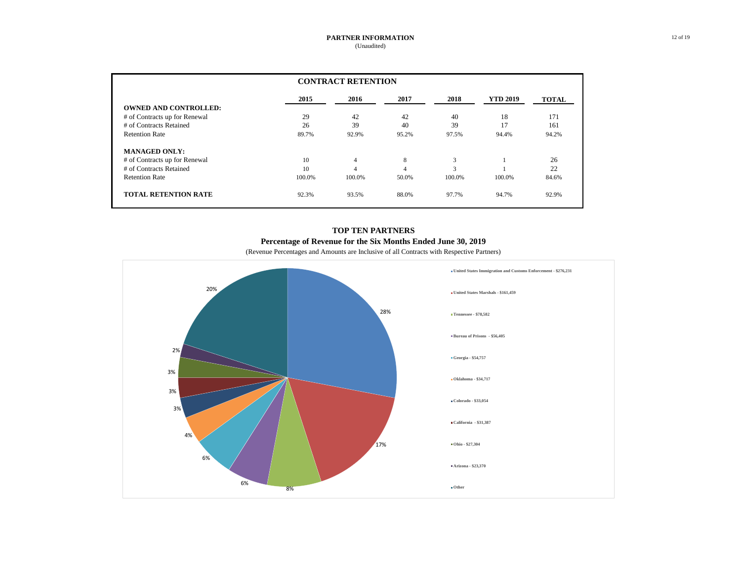# PARTNER INFORMATION
(Unaudited)

## CONTRACT RETENTION

| | 2015 | 2016 | 2017 | 2018 | YTD 2019 | TOTAL |
|---|---|---|---|---|---|---|
| **OWNED AND CONTROLLED:** | | | | | | |
| # of Contracts up for Renewal | 29 | 42 | 42 | 40 | 18 | 171 |
| # of Contracts Retained | 26 | 39 | 40 | 39 | 17 | 161 |
| Retention Rate | 89.7% | 92.9% | 95.2% | 97.5% | 94.4% | 94.2% |
| **MANAGED ONLY:** | | | | | | |
| # of Contracts up for Renewal | 10 | 4 | 8 | 3 | 1 | 26 |
| # of Contracts Retained | 10 | 4 | 4 | 3 | 1 | 22 |
| Retention Rate | 100.0% | 100.0% | 50.0% | 100.0% | 100.0% | 84.6% |
| **TOTAL RETENTION RATE** | 92.3% | 93.5% | 88.0% | 97.7% | 94.7% | 92.9% |

## TOP TEN PARTNERS

**Percentage of Revenue for the Six Months Ended June 30, 2019**

(Revenue Percentages and Amounts are Inclusive of all Contracts with Respective Partners)

| Partner | Percentage |
|---|---|
| United States Immigration and Customs Enforcement - $276,231 | 28% |
| United States Marshals - $161,459 | 17% |
| Tennessee - $78,582 | 8% |
| Bureau of Prisons - $56,405 | 6% |
| Georgia - $54,757 | 6% |
| Oklahoma - $34,717 | 4% |
| Colorado - $33,054 | 3% |
| California - $31,387 | 3% |
| Ohio - $27,304 | 3% |
| Arizona - $23,370 | 2% |
| Other | 20% |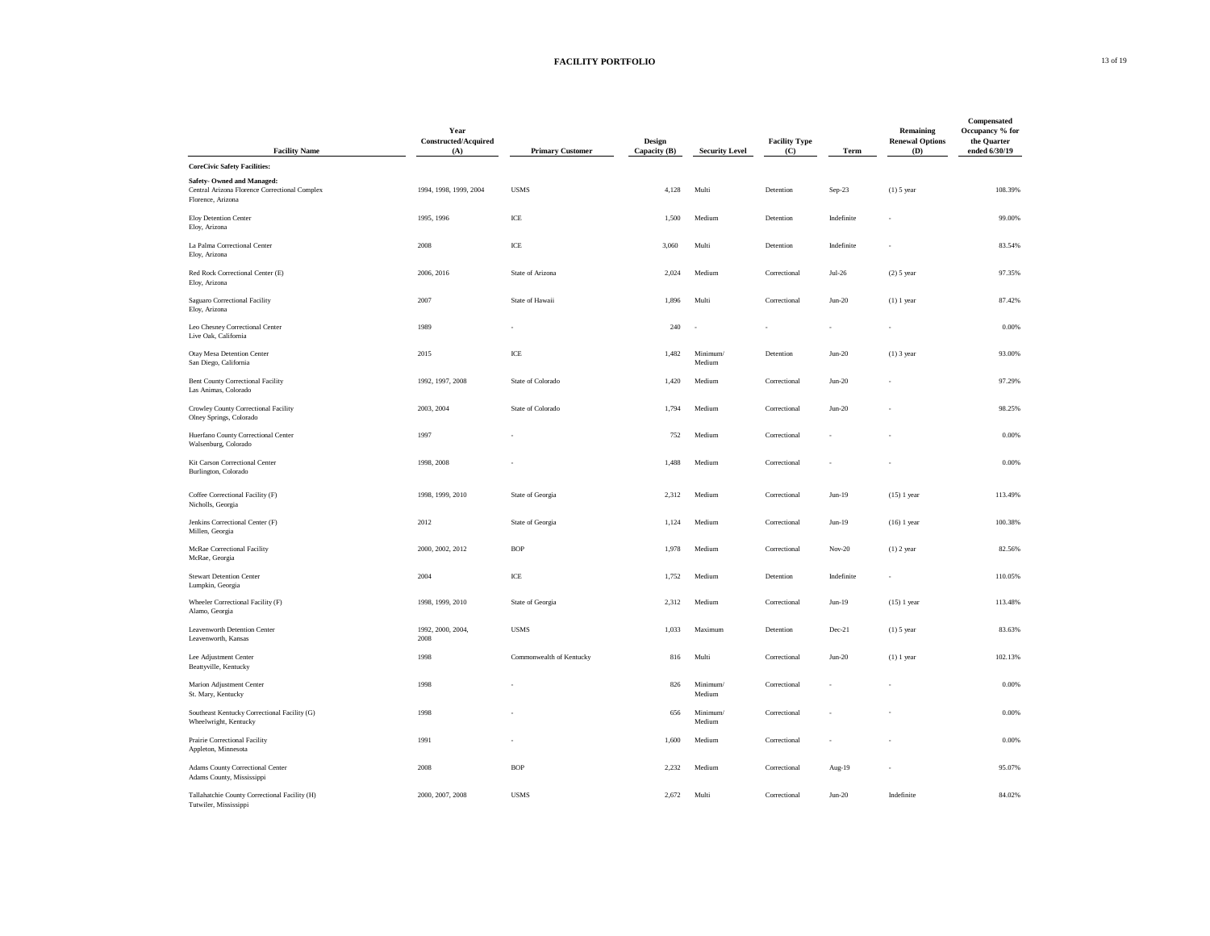# FACILITY PORTFOLIO

| Facility Name | Year Constructed/Acquired (A) | Primary Customer | Design Capacity (B) | Security Level | Facility Type (C) | Term | Remaining Renewal Options (D) | Compensated Occupancy % for the Quarter ended 6/30/19 |
|---|---|---|---|---|---|---|---|---|
| **CoreCivic Safety Facilities:** | | | | | | | | |
| **Safety- Owned and Managed:** | | | | | | | | |
| Central Arizona Florence Correctional Complex<br>Florence, Arizona | 1994, 1998, 1999, 2004 | USMS | 4,128 | Multi | Detention | Sep-23 | (1) 5 year | 108.39% |
| Eloy Detention Center<br>Eloy, Arizona | 1995, 1996 | ICE | 1,500 | Medium | Detention | Indefinite | - | 99.00% |
| La Palma Correctional Center<br>Eloy, Arizona | 2008 | ICE | 3,060 | Multi | Detention | Indefinite | - | 83.54% |
| Red Rock Correctional Center (E)<br>Eloy, Arizona | 2006, 2016 | State of Arizona | 2,024 | Medium | Correctional | Jul-26 | (2) 5 year | 97.35% |
| Saguaro Correctional Facility<br>Eloy, Arizona | 2007 | State of Hawaii | 1,896 | Multi | Correctional | Jun-20 | (1) 1 year | 87.42% |
| Leo Chesney Correctional Center<br>Live Oak, California | 1989 | - | 240 | - | - | - | - | 0.00% |
| Otay Mesa Detention Center<br>San Diego, California | 2015 | ICE | 1,482 | Minimum/ Medium | Detention | Jun-20 | (1) 3 year | 93.00% |
| Bent County Correctional Facility<br>Las Animas, Colorado | 1992, 1997, 2008 | State of Colorado | 1,420 | Medium | Correctional | Jun-20 | - | 97.29% |
| Crowley County Correctional Facility<br>Olney Springs, Colorado | 2003, 2004 | State of Colorado | 1,794 | Medium | Correctional | Jun-20 | - | 98.25% |
| Huerfano County Correctional Center<br>Walsenburg, Colorado | 1997 | - | 752 | Medium | Correctional | - | - | 0.00% |
| Kit Carson Correctional Center<br>Burlington, Colorado | 1998, 2008 | - | 1,488 | Medium | Correctional | - | - | 0.00% |
| Coffee Correctional Facility (F)<br>Nicholls, Georgia | 1998, 1999, 2010 | State of Georgia | 2,312 | Medium | Correctional | Jun-19 | (15) 1 year | 113.49% |
| Jenkins Correctional Center (F)<br>Millen, Georgia | 2012 | State of Georgia | 1,124 | Medium | Correctional | Jun-19 | (16) 1 year | 100.38% |
| McRae Correctional Facility<br>McRae, Georgia | 2000, 2002, 2012 | BOP | 1,978 | Medium | Correctional | Nov-20 | (1) 2 year | 82.56% |
| Stewart Detention Center<br>Lumpkin, Georgia | 2004 | ICE | 1,752 | Medium | Detention | Indefinite | - | 110.05% |
| Wheeler Correctional Facility (F)<br>Alamo, Georgia | 1998, 1999, 2010 | State of Georgia | 2,312 | Medium | Correctional | Jun-19 | (15) 1 year | 113.48% |
| Leavenworth Detention Center<br>Leavenworth, Kansas | 1992, 2000, 2004, 2008 | USMS | 1,033 | Maximum | Detention | Dec-21 | (1) 5 year | 83.63% |
| Lee Adjustment Center<br>Beattyville, Kentucky | 1998 | Commonwealth of Kentucky | 816 | Multi | Correctional | Jun-20 | (1) 1 year | 102.13% |
| Marion Adjustment Center<br>St. Mary, Kentucky | 1998 | - | 826 | Minimum/ Medium | Correctional | - | - | 0.00% |
| Southeast Kentucky Correctional Facility (G)<br>Wheelwright, Kentucky | 1998 | - | 656 | Minimum/ Medium | Correctional | - | - | 0.00% |
| Prairie Correctional Facility<br>Appleton, Minnesota | 1991 | - | 1,600 | Medium | Correctional | - | - | 0.00% |
| Adams County Correctional Center<br>Adams County, Mississippi | 2008 | BOP | 2,232 | Medium | Correctional | Aug-19 | - | 95.07% |
| Tallahatchie County Correctional Facility (H)<br>Tutwiler, Mississippi | 2000, 2007, 2008 | USMS | 2,672 | Multi | Correctional | Jun-20 | Indefinite | 84.02% |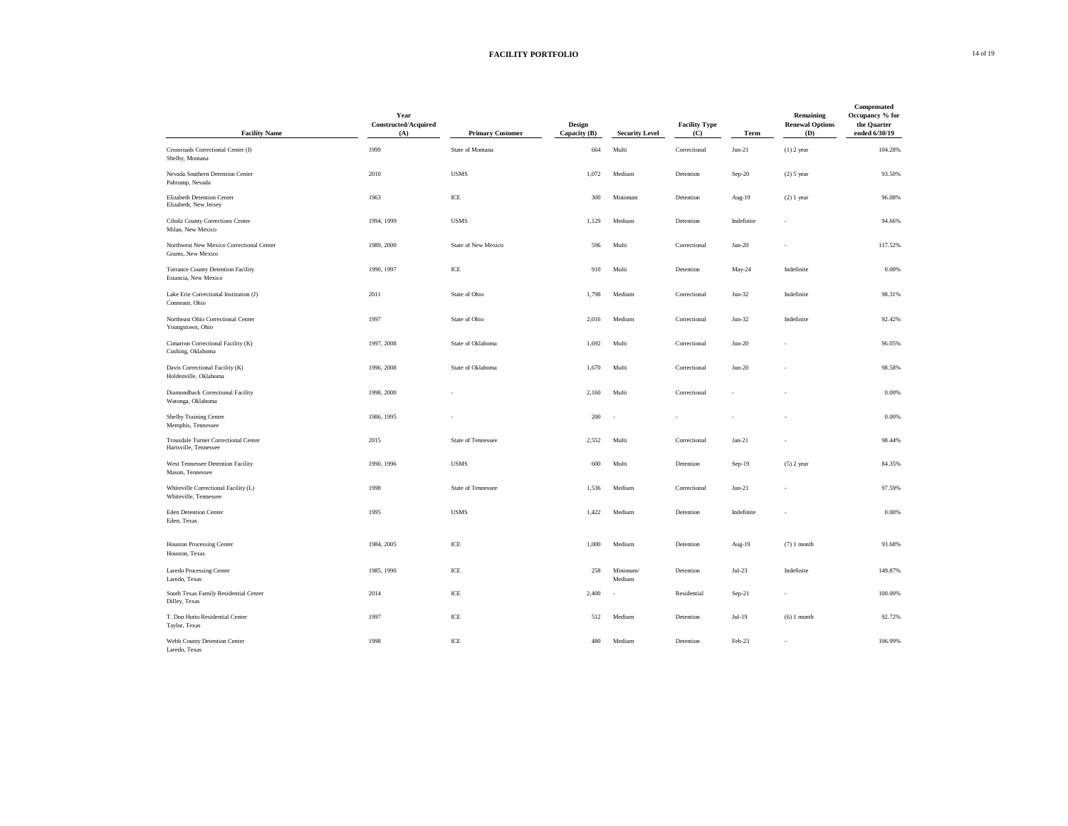# FACILITY PORTFOLIO

| Facility Name | Year Constructed/Acquired (A) | Primary Customer | Design Capacity (B) | Security Level | Facility Type (C) | Term | Remaining Renewal Options (D) | Compensated Occupancy % for the Quarter ended 6/30/19 |
|---|---|---|---|---|---|---|---|---|
| Crossroads Correctional Center (I)<br>Shelby, Montana | 1999 | State of Montana | 664 | Multi | Correctional | Jun-21 | (1) 2 year | 104.28% |
| Nevada Southern Detention Center<br>Pahrump, Nevada | 2010 | USMS | 1,072 | Medium | Detention | Sep-20 | (2) 5 year | 93.50% |
| Elizabeth Detention Center<br>Elizabeth, New Jersey | 1963 | ICE | 300 | Minimum | Detention | Aug-19 | (2) 1 year | 96.08% |
| Cibola County Corrections Center<br>Milan, New Mexico | 1994, 1999 | USMS | 1,129 | Medium | Detention | Indefinite | - | 94.66% |
| Northwest New Mexico Correctional Center<br>Grants, New Mexico | 1989, 2000 | State of New Mexico | 596 | Multi | Correctional | Jun-20 | - | 117.52% |
| Torrance County Detention Facility<br>Estancia, New Mexico | 1990, 1997 | ICE | 910 | Multi | Detention | May-24 | Indefinite | 0.00% |
| Lake Erie Correctional Institution (J)<br>Conneaut, Ohio | 2011 | State of Ohio | 1,798 | Medium | Correctional | Jun-32 | Indefinite | 98.31% |
| Northeast Ohio Correctional Center<br>Youngstown, Ohio | 1997 | State of Ohio | 2,016 | Medium | Correctional | Jun-32 | Indefinite | 92.42% |
| Cimarron Correctional Facility (K)<br>Cushing, Oklahoma | 1997, 2008 | State of Oklahoma | 1,692 | Multi | Correctional | Jun-20 | - | 96.05% |
| Davis Correctional Facility (K)<br>Holdenville, Oklahoma | 1996, 2008 | State of Oklahoma | 1,670 | Multi | Correctional | Jun-20 | - | 98.58% |
| Diamondback Correctional Facility<br>Watonga, Oklahoma | 1998, 2000 | - | 2,160 | Multi | Correctional | - | - | 0.00% |
| Shelby Training Center<br>Memphis, Tennessee | 1986, 1995 | - | 200 | - | - | - | - | 0.00% |
| Trousdale Turner Correctional Center<br>Hartsville, Tennessee | 2015 | State of Tennessee | 2,552 | Multi | Correctional | Jan-21 | - | 98.44% |
| West Tennessee Detention Facility<br>Mason, Tennessee | 1990, 1996 | USMS | 600 | Multi | Detention | Sep-19 | (5) 2 year | 84.35% |
| Whiteville Correctional Facility (L)<br>Whiteville, Tennessee | 1998 | State of Tennessee | 1,536 | Medium | Correctional | Jun-21 | - | 97.59% |
| Eden Detention Center<br>Eden, Texas | 1995 | USMS | 1,422 | Medium | Detention | Indefinite | - | 0.00% |
| Houston Processing Center<br>Houston, Texas | 1984, 2005 | ICE | 1,000 | Medium | Detention | Aug-19 | (7) 1 month | 93.68% |
| Laredo Processing Center<br>Laredo, Texas | 1985, 1990 | ICE | 258 | Minimum/ Medium | Detention | Jul-23 | Indefinite | 149.87% |
| South Texas Family Residential Center<br>Dilley, Texas | 2014 | ICE | 2,400 | - | Residential | Sep-21 | - | 100.00% |
| T. Don Hutto Residential Center<br>Taylor, Texas | 1997 | ICE | 512 | Medium | Detention | Jul-19 | (6) 1 month | 92.72% |
| Webb County Detention Center<br>Laredo, Texas | 1998 | ICE | 480 | Medium | Detention | Feb-23 | - | 106.99% |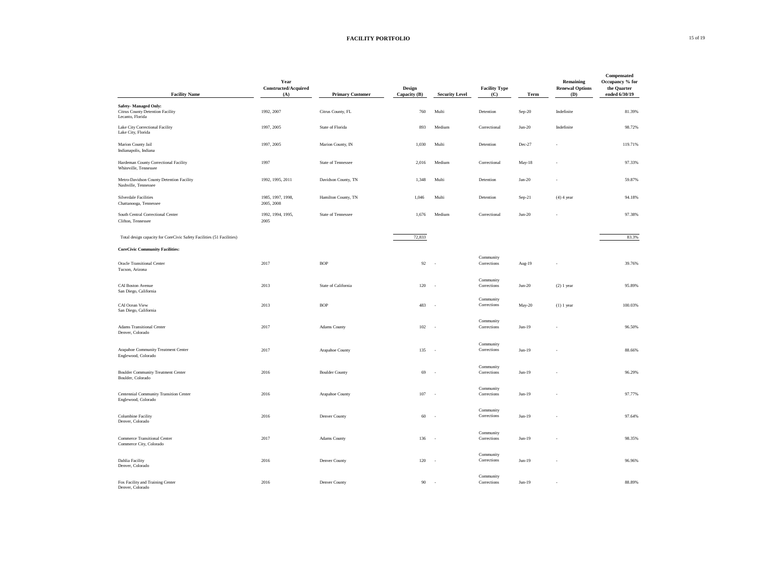## FACILITY PORTFOLIO

| Facility Name | Year Constructed/Acquired (A) | Primary Customer | Design Capacity (B) | Security Level | Facility Type (C) | Term | Remaining Renewal Options (D) | Compensated Occupancy % for the Quarter ended 6/30/19 |
|---|---|---|---|---|---|---|---|---|
| **Safety- Managed Only:** | | | | | | | | |
| Citrus County Detention Facility<br>Lecanto, Florida | 1992, 2007 | Citrus County, FL | 760 | Multi | Detention | Sep-20 | Indefinite | 81.39% |
| Lake City Correctional Facility<br>Lake City, Florida | 1997, 2005 | State of Florida | 893 | Medium | Correctional | Jun-20 | Indefinite | 98.72% |
| Marion County Jail<br>Indianapolis, Indiana | 1997, 2005 | Marion County, IN | 1,030 | Multi | Detention | Dec-27 | - | 119.71% |
| Hardeman County Correctional Facility<br>Whiteville, Tennessee | 1997 | State of Tennessee | 2,016 | Medium | Correctional | May-18 | - | 97.33% |
| Metro-Davidson County Detention Facility<br>Nashville, Tennessee | 1992, 1995, 2011 | Davidson County, TN | 1,348 | Multi | Detention | Jan-20 | - | 59.87% |
| Silverdale Facilities<br>Chattanooga, Tennessee | 1985, 1997, 1998, 2005, 2008 | Hamilton County, TN | 1,046 | Multi | Detention | Sep-21 | (4) 4 year | 94.18% |
| South Central Correctional Center<br>Clifton, Tennessee | 1992, 1994, 1995, 2005 | State of Tennessee | 1,676 | Medium | Correctional | Jun-20 | - | 97.38% |
| Total design capacity for CoreCivic Safety Facilities (51 Facilities) | | | 72,833 | | | | | 83.3% |
| **CoreCivic Community Facilities:** | | | | | | | | |
| Oracle Transitional Center<br>Tucson, Arizona | 2017 | BOP | 92 | - | Community Corrections | Aug-19 | - | 39.76% |
| CAI Boston Avenue<br>San Diego, California | 2013 | State of California | 120 | - | Community Corrections | Jun-20 | (2) 1 year | 95.89% |
| CAI Ocean View<br>San Diego, California | 2013 | BOP | 483 | - | Community Corrections | May-20 | (1) 1 year | 100.03% |
| Adams Transitional Center<br>Denver, Colorado | 2017 | Adams County | 102 | - | Community Corrections | Jun-19 | - | 96.50% |
| Arapahoe Community Treatment Center<br>Englewood, Colorado | 2017 | Arapahoe County | 135 | - | Community Corrections | Jun-19 | - | 88.66% |
| Boulder Community Treatment Center<br>Boulder, Colorado | 2016 | Boulder County | 69 | - | Community Corrections | Jun-19 | - | 96.29% |
| Centennial Community Transition Center<br>Englewood, Colorado | 2016 | Arapahoe County | 107 | - | Community Corrections | Jun-19 | - | 97.77% |
| Columbine Facility<br>Denver, Colorado | 2016 | Denver County | 60 | - | Community Corrections | Jun-19 | - | 97.64% |
| Commerce Transitional Center<br>Commerce City, Colorado | 2017 | Adams County | 136 | - | Community Corrections | Jun-19 | - | 98.35% |
| Dahlia Facility<br>Denver, Colorado | 2016 | Denver County | 120 | - | Community Corrections | Jun-19 | - | 96.96% |
| Fox Facility and Training Center<br>Denver, Colorado | 2016 | Denver County | 90 | - | Community Corrections | Jun-19 | - | 88.89% |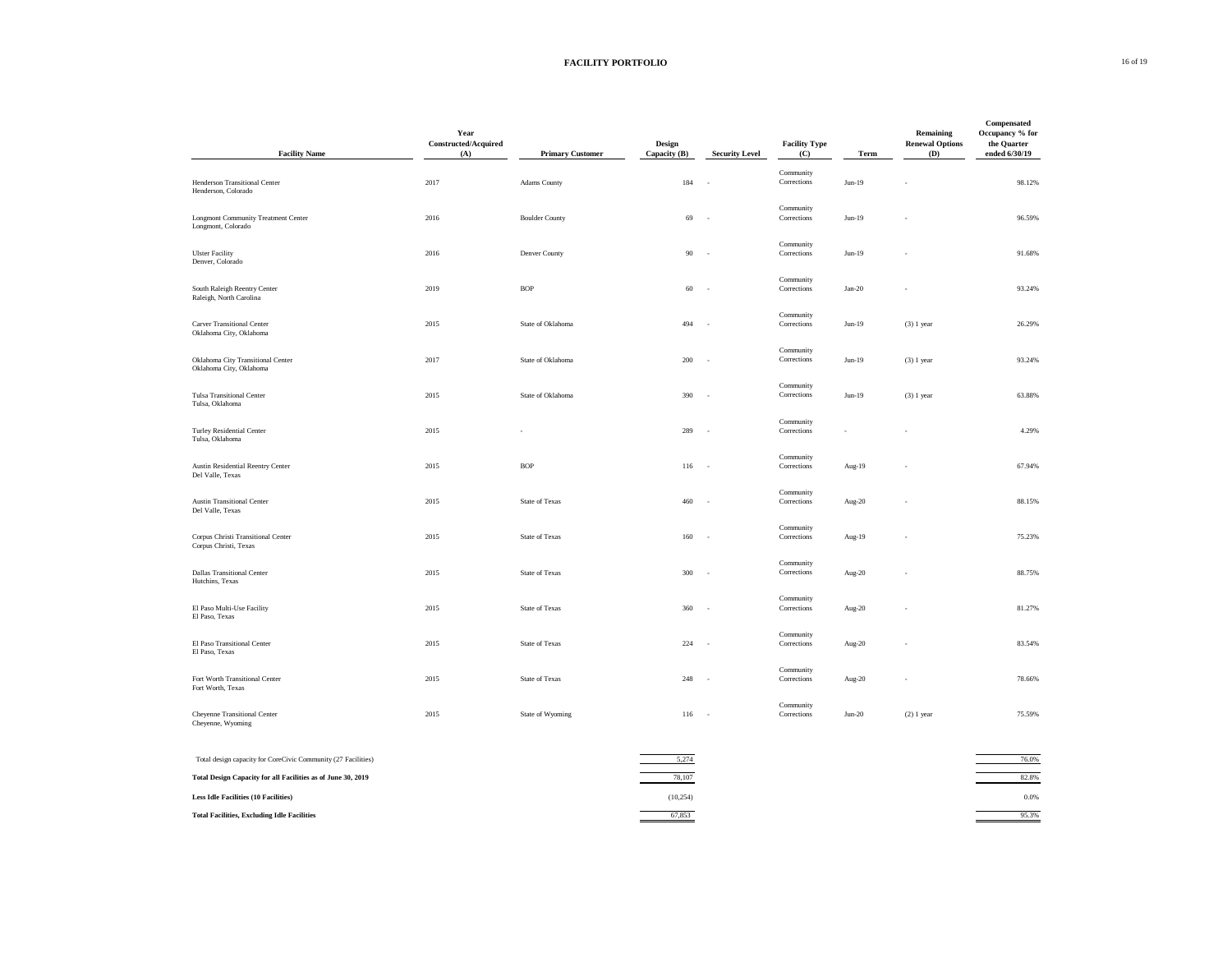## FACILITY PORTFOLIO

| Facility Name | Year Constructed/Acquired (A) | Primary Customer | Design Capacity (B) | Security Level | Facility Type (C) | Term | Remaining Renewal Options (D) | Compensated Occupancy % for the Quarter ended 6/30/19 |
|---|---|---|---|---|---|---|---|---|
| Henderson Transitional Center<br>Henderson, Colorado | 2017 | Adams County | 184 | - | Community Corrections | Jun-19 | - | 98.12% |
| Longmont Community Treatment Center<br>Longmont, Colorado | 2016 | Boulder County | 69 | - | Community Corrections | Jun-19 | - | 96.59% |
| Ulster Facility<br>Denver, Colorado | 2016 | Denver County | 90 | - | Community Corrections | Jun-19 | - | 91.68% |
| South Raleigh Reentry Center<br>Raleigh, North Carolina | 2019 | BOP | 60 | - | Community Corrections | Jan-20 | - | 93.24% |
| Carver Transitional Center<br>Oklahoma City, Oklahoma | 2015 | State of Oklahoma | 494 | - | Community Corrections | Jun-19 | (3) 1 year | 26.29% |
| Oklahoma City Transitional Center<br>Oklahoma City, Oklahoma | 2017 | State of Oklahoma | 200 | - | Community Corrections | Jun-19 | (3) 1 year | 93.24% |
| Tulsa Transitional Center<br>Tulsa, Oklahoma | 2015 | State of Oklahoma | 390 | - | Community Corrections | Jun-19 | (3) 1 year | 63.88% |
| Turley Residential Center<br>Tulsa, Oklahoma | 2015 | - | 289 | - | Community Corrections | - | - | 4.29% |
| Austin Residential Reentry Center<br>Del Valle, Texas | 2015 | BOP | 116 | - | Community Corrections | Aug-19 | - | 67.94% |
| Austin Transitional Center<br>Del Valle, Texas | 2015 | State of Texas | 460 | - | Community Corrections | Aug-20 | - | 88.15% |
| Corpus Christi Transitional Center<br>Corpus Christi, Texas | 2015 | State of Texas | 160 | - | Community Corrections | Aug-19 | - | 75.23% |
| Dallas Transitional Center<br>Hutchins, Texas | 2015 | State of Texas | 300 | - | Community Corrections | Aug-20 | - | 88.75% |
| El Paso Multi-Use Facility<br>El Paso, Texas | 2015 | State of Texas | 360 | - | Community Corrections | Aug-20 | - | 81.27% |
| El Paso Transitional Center<br>El Paso, Texas | 2015 | State of Texas | 224 | - | Community Corrections | Aug-20 | - | 83.54% |
| Fort Worth Transitional Center<br>Fort Worth, Texas | 2015 | State of Texas | 248 | - | Community Corrections | Aug-20 | - | 78.66% |
| Cheyenne Transitional Center<br>Cheyenne, Wyoming | 2015 | State of Wyoming | 116 | - | Community Corrections | Jun-20 | (2) 1 year | 75.59% |
| Total design capacity for CoreCivic Community (27 Facilities) | | | 5,274 | | | | | 76.0% |
| **Total Design Capacity for all Facilities as of June 30, 2019** | | | 78,107 | | | | | 82.8% |
| **Less Idle Facilities (10 Facilities)** | | | (10,254) | | | | | 0.0% |
| **Total Facilities, Excluding Idle Facilities** | | | 67,853 | | | | | 95.3% |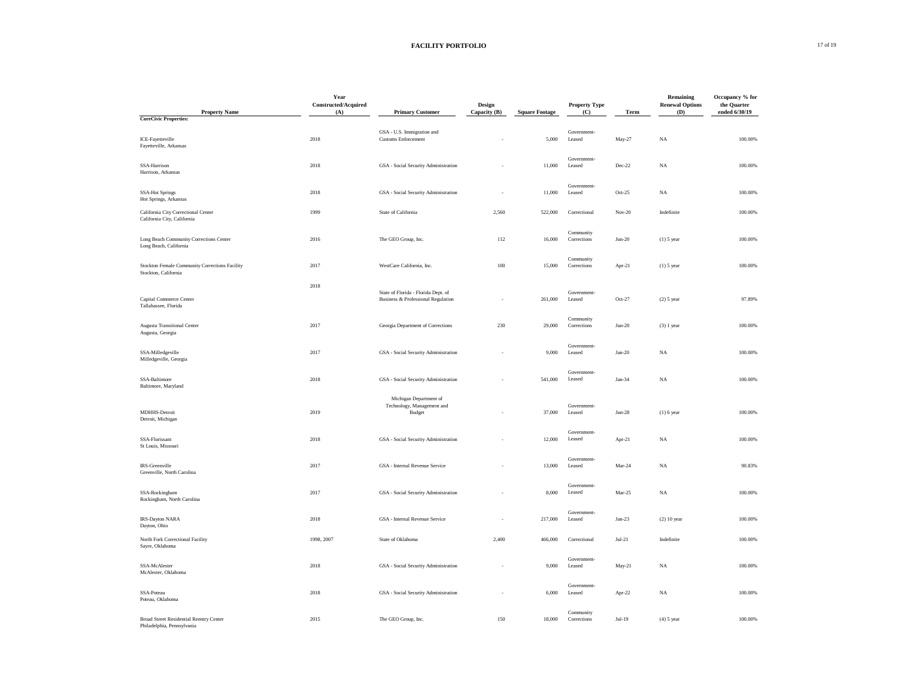# FACILITY PORTFOLIO

| Property Name | Year Constructed/Acquired (A) | Primary Customer | Design Capacity (B) | Square Footage | Property Type (C) | Term | Remaining Renewal Options (D) | Occupancy % for the Quarter ended 6/30/19 |
|---|---|---|---|---|---|---|---|---|
| **CoreCivic Properties:** | | | | | | | | |
| ICE-Fayetteville<br>Fayetteville, Arkansas | 2018 | GSA - U.S. Immigration and Customs Enforcement | - | 5,000 | Government-Leased | May-27 | NA | 100.00% |
| SSA-Harrison<br>Harrison, Arkansas | 2018 | GSA - Social Security Administration | - | 11,000 | Government-Leased | Dec-22 | NA | 100.00% |
| SSA-Hot Springs<br>Hot Springs, Arkansas | 2018 | GSA - Social Security Administration | - | 11,000 | Government-Leased | Oct-25 | NA | 100.00% |
| California City Correctional Center<br>California City, California | 1999 | State of California | 2,560 | 522,000 | Correctional | Nov-20 | Indefinite | 100.00% |
| Long Beach Community Corrections Center<br>Long Beach, California | 2016 | The GEO Group, Inc. | 112 | 16,000 | Community Corrections | Jun-20 | (1) 5 year | 100.00% |
| Stockton Female Community Corrections Facility<br>Stockton, California | 2017 | WestCare California, Inc. | 100 | 15,000 | Community Corrections | Apr-21 | (1) 5 year | 100.00% |
| Capital Commerce Center<br>Tallahassee, Florida | 2018 | State of Florida - Florida Dept. of Business & Professional Regulation | - | 261,000 | Government-Leased | Oct-27 | (2) 5 year | 97.89% |
| Augusta Transitional Center<br>Augusta, Georgia | 2017 | Georgia Department of Corrections | 230 | 29,000 | Community Corrections | Jun-20 | (3) 1 year | 100.00% |
| SSA-Milledgeville<br>Milledgeville, Georgia | 2017 | GSA - Social Security Administration | - | 9,000 | Government-Leased | Jan-20 | NA | 100.00% |
| SSA-Baltimore<br>Baltimore, Maryland | 2018 | GSA - Social Security Administration | - | 541,000 | Government-Leased | Jan-34 | NA | 100.00% |
| MDHHS-Detroit<br>Detroit, Michigan | 2019 | Michigan Department of Technology, Management and Budget | - | 37,000 | Government-Leased | Jun-28 | (1) 6 year | 100.00% |
| SSA-Florissant<br>St Louis, Missouri | 2018 | GSA - Social Security Administration | - | 12,000 | Government-Leased | Apr-21 | NA | 100.00% |
| IRS-Greenville<br>Greenville, North Carolina | 2017 | GSA - Internal Revenue Service | - | 13,000 | Government-Leased | Mar-24 | NA | 90.83% |
| SSA-Rockingham<br>Rockingham, North Carolina | 2017 | GSA - Social Security Administration | - | 8,000 | Government-Leased | Mar-25 | NA | 100.00% |
| IRS-Dayton NARA<br>Dayton, Ohio | 2018 | GSA - Internal Revenue Service | - | 217,000 | Government-Leased | Jan-23 | (2) 10 year | 100.00% |
| North Fork Correctional Facility<br>Sayre, Oklahoma | 1998, 2007 | State of Oklahoma | 2,400 | 466,000 | Correctional | Jul-21 | Indefinite | 100.00% |
| SSA-McAlester<br>McAlester, Oklahoma | 2018 | GSA - Social Security Administration | - | 9,000 | Government-Leased | May-21 | NA | 100.00% |
| SSA-Poteau<br>Poteau, Oklahoma | 2018 | GSA - Social Security Administration | - | 6,000 | Government-Leased | Apr-22 | NA | 100.00% |
| Broad Street Residential Reentry Center<br>Philadelphia, Pennsylvania | 2015 | The GEO Group, Inc. | 150 | 18,000 | Community Corrections | Jul-19 | (4) 5 year | 100.00% |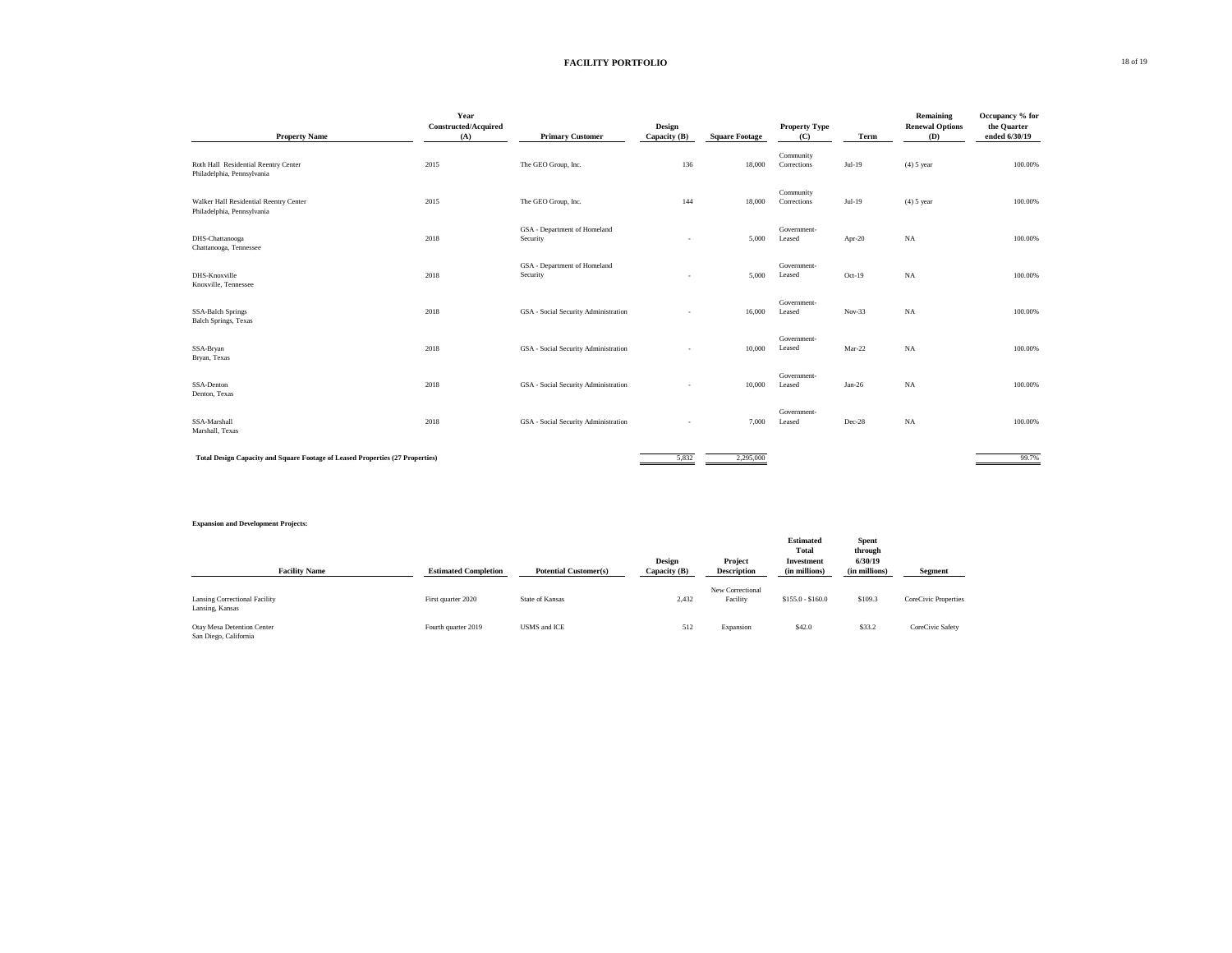## FACILITY PORTFOLIO

| Property Name | Year Constructed/Acquired (A) | Primary Customer | Design Capacity (B) | Square Footage | Property Type (C) | Term | Remaining Renewal Options (D) | Occupancy % for the Quarter ended 6/30/19 |
|---|---|---|---|---|---|---|---|---|
| Roth Hall Residential Reentry Center<br>Philadelphia, Pennsylvania | 2015 | The GEO Group, Inc. | 136 | 18,000 | Community Corrections | Jul-19 | (4) 5 year | 100.00% |
| Walker Hall Residential Reentry Center<br>Philadelphia, Pennsylvania | 2015 | The GEO Group, Inc. | 144 | 18,000 | Community Corrections | Jul-19 | (4) 5 year | 100.00% |
| DHS-Chattanooga<br>Chattanooga, Tennessee | 2018 | GSA - Department of Homeland Security | - | 5,000 | Government-Leased | Apr-20 | NA | 100.00% |
| DHS-Knoxville<br>Knoxville, Tennessee | 2018 | GSA - Department of Homeland Security | - | 5,000 | Government-Leased | Oct-19 | NA | 100.00% |
| SSA-Balch Springs<br>Balch Springs, Texas | 2018 | GSA - Social Security Administration | - | 16,000 | Government-Leased | Nov-33 | NA | 100.00% |
| SSA-Bryan<br>Bryan, Texas | 2018 | GSA - Social Security Administration | - | 10,000 | Government-Leased | Mar-22 | NA | 100.00% |
| SSA-Denton<br>Denton, Texas | 2018 | GSA - Social Security Administration | - | 10,000 | Government-Leased | Jan-26 | NA | 100.00% |
| SSA-Marshall<br>Marshall, Texas | 2018 | GSA - Social Security Administration | - | 7,000 | Government-Leased | Dec-28 | NA | 100.00% |
| **Total Design Capacity and Square Footage of Leased Properties (27 Properties)** | | | 5,832 | 2,295,000 | | | | 99.7% |

**Expansion and Development Projects:**

| Facility Name | Estimated Completion | Potential Customer(s) | Design Capacity (B) | Project Description | Estimated Total Investment (in millions) | Spent through 6/30/19 (in millions) | Segment |
|---|---|---|---|---|---|---|---|
| Lansing Correctional Facility<br>Lansing, Kansas | First quarter 2020 | State of Kansas | 2,432 | New Correctional Facility | $155.0 - $160.0 | $109.3 | CoreCivic Properties |
| Otay Mesa Detention Center<br>San Diego, California | Fourth quarter 2019 | USMS and ICE | 512 | Expansion | $42.0 | $33.2 | CoreCivic Safety |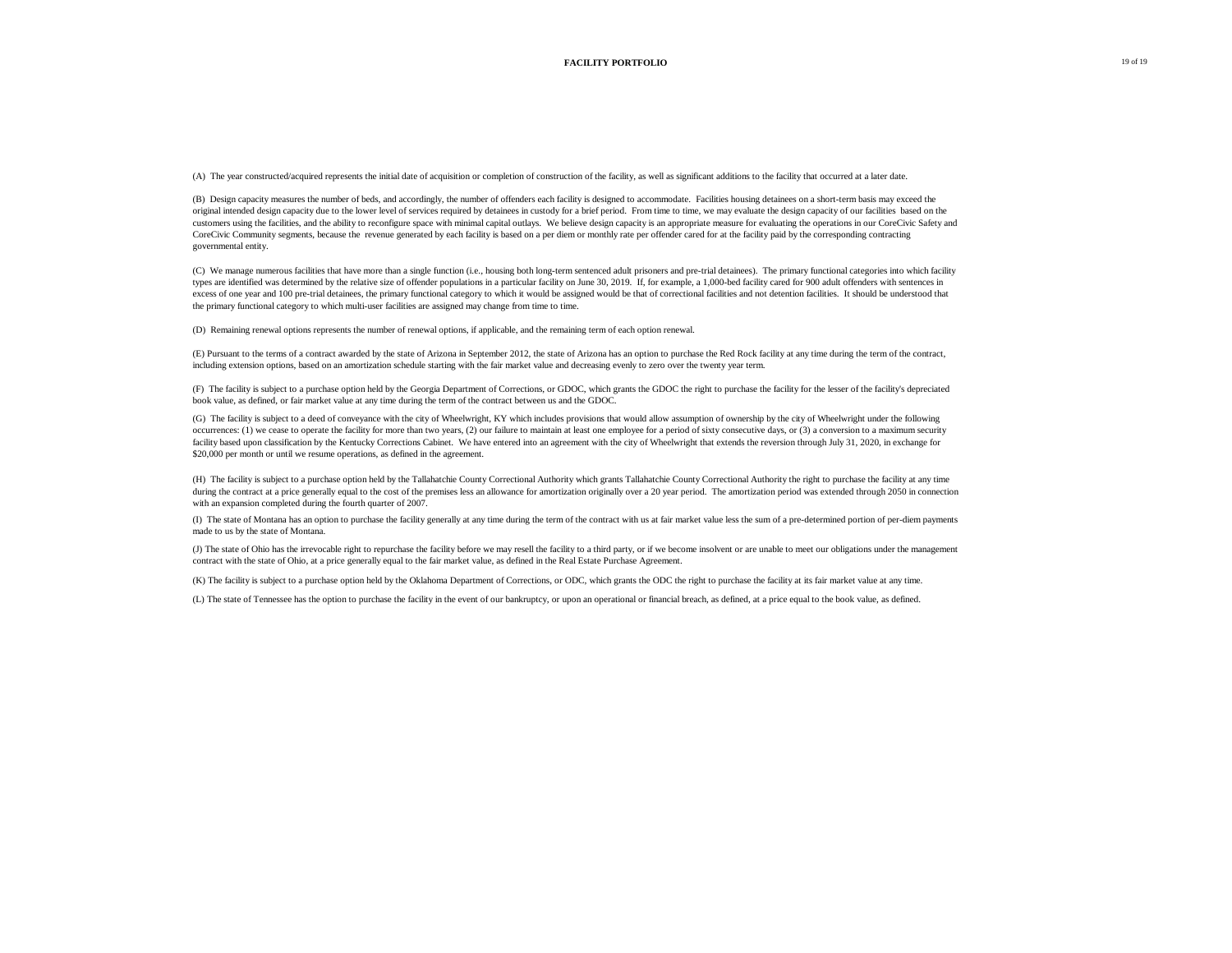## FACILITY PORTFOLIO

(A) The year constructed/acquired represents the initial date of acquisition or completion of construction of the facility, as well as significant additions to the facility that occurred at a later date.

(B) Design capacity measures the number of beds, and accordingly, the number of offenders each facility is designed to accommodate. Facilities housing detainees on a short-term basis may exceed the original intended design capacity due to the lower level of services required by detainees in custody for a brief period. From time to time, we may evaluate the design capacity of our facilities based on the customers using the facilities, and the ability to reconfigure space with minimal capital outlays. We believe design capacity is an appropriate measure for evaluating the operations in our CoreCivic Safety and CoreCivic Community segments, because the revenue generated by each facility is based on a per diem or monthly rate per offender cared for at the facility paid by the corresponding contracting governmental entity.

(C) We manage numerous facilities that have more than a single function (i.e., housing both long-term sentenced adult prisoners and pre-trial detainees). The primary functional categories into which facility types are identified was determined by the relative size of offender populations in a particular facility on June 30, 2019. If, for example, a 1,000-bed facility cared for 900 adult offenders with sentences in excess of one year and 100 pre-trial detainees, the primary functional category to which it would be assigned would be that of correctional facilities and not detention facilities. It should be understood that the primary functional category to which multi-user facilities are assigned may change from time to time.

(D) Remaining renewal options represents the number of renewal options, if applicable, and the remaining term of each option renewal.

(E) Pursuant to the terms of a contract awarded by the state of Arizona in September 2012, the state of Arizona has an option to purchase the Red Rock facility at any time during the term of the contract, including extension options, based on an amortization schedule starting with the fair market value and decreasing evenly to zero over the twenty year term.

(F) The facility is subject to a purchase option held by the Georgia Department of Corrections, or GDOC, which grants the GDOC the right to purchase the facility for the lesser of the facility's depreciated book value, as defined, or fair market value at any time during the term of the contract between us and the GDOC.

(G) The facility is subject to a deed of conveyance with the city of Wheelwright, KY which includes provisions that would allow assumption of ownership by the city of Wheelwright under the following occurrences: (1) we cease to operate the facility for more than two years, (2) our failure to maintain at least one employee for a period of sixty consecutive days, or (3) a conversion to a maximum security facility based upon classification by the Kentucky Corrections Cabinet. We have entered into an agreement with the city of Wheelwright that extends the reversion through July 31, 2020, in exchange for $20,000 per month or until we resume operations, as defined in the agreement.

(H) The facility is subject to a purchase option held by the Tallahatchie County Correctional Authority which grants Tallahatchie County Correctional Authority the right to purchase the facility at any time during the contract at a price generally equal to the cost of the premises less an allowance for amortization originally over a 20 year period. The amortization period was extended through 2050 in connection with an expansion completed during the fourth quarter of 2007.

(I) The state of Montana has an option to purchase the facility generally at any time during the term of the contract with us at fair market value less the sum of a pre-determined portion of per-diem payments made to us by the state of Montana.

(J) The state of Ohio has the irrevocable right to repurchase the facility before we may resell the facility to a third party, or if we become insolvent or are unable to meet our obligations under the management contract with the state of Ohio, at a price generally equal to the fair market value, as defined in the Real Estate Purchase Agreement.

(K) The facility is subject to a purchase option held by the Oklahoma Department of Corrections, or ODC, which grants the ODC the right to purchase the facility at its fair market value at any time.

(L) The state of Tennessee has the option to purchase the facility in the event of our bankruptcy, or upon an operational or financial breach, as defined, at a price equal to the book value, as defined.